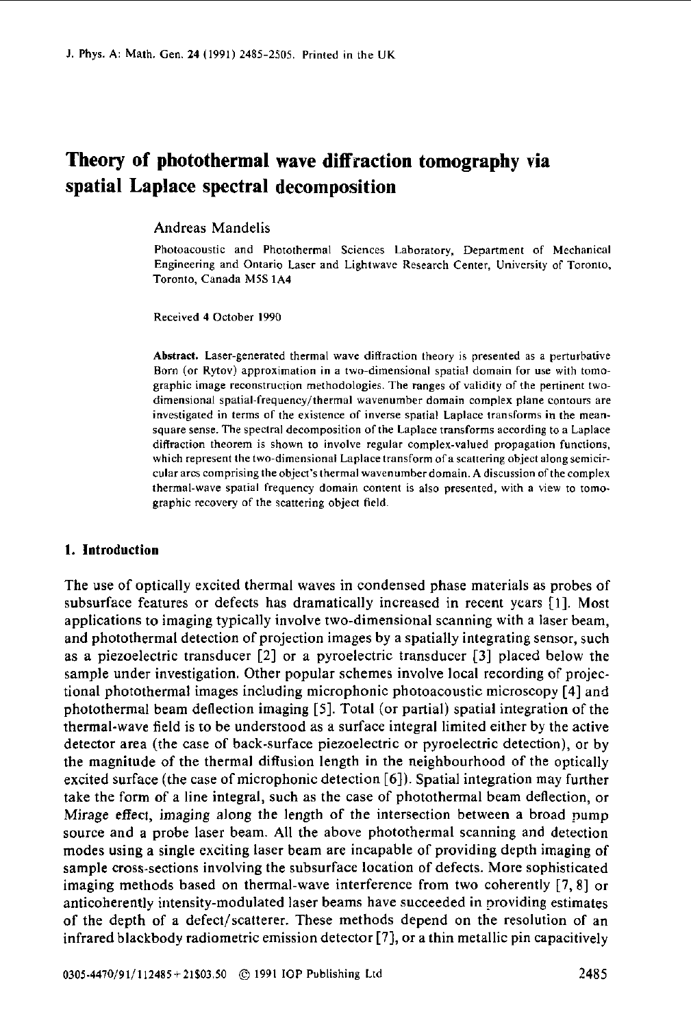# Theory of photothermal wave diffraction tomography via spatial Laplace spectral decomposition

Andreas Mandelis

Photoacoustic and Photothermal Sciences Laboratory, Department of Mechanical Engineering and Ontario Laser and Lightwave Research Center, University of Toronto, Toronto, Canada M5S 1A4

Received 4 October 1990

**Abstract.** Laser-generated thermal wave diffraction theory is presented as a perturbative Born (or Rytov) approximation in a two-dimensional spatial domain for use with tomographic image reconstruction methodologies. The ranges of validity of the pertinent two-dimensional spatial-frequency/thermal wavenumber domain complex plane contours are investigated in terms of the existence of inverse spatial Laplace transforms in the mean-square sense. The spectral decomposition of the Laplace transforms according to a Laplace diffraction theorem is shown to involve regular complex-valued propagation functions, which represent the two-dimensional Laplace transform of a scattering object along semicircular arcs comprising the object's thermal wavenumber domain. A discussion of the complex thermal-wave spatial frequency domain content is also presented, with a view to tomographic recovery of the scattering object field.

## 1. Introduction

The use of optically excited thermal waves in condensed phase materials as probes of subsurface features or defects has dramatically increased in recent years [1]. Most applications to imaging typically involve two-dimensional scanning with a laser beam, and photothermal detection of projection images by a spatially integrating sensor, such as a piezoelectric transducer [2] or a pyroelectric transducer [3] placed below the sample under investigation. Other popular schemes involve local recording of projectional photothermal images including microphonic photoacoustic microscopy [4] and photothermal beam deflection imaging [5]. Total (or partial) spatial integration of the thermal-wave field is to be understood as a surface integral limited either by the active detector area (the case of back-surface piezoelectric or pyroelectric detection), or by the magnitude of the thermal diffusion length in the neighbourhood of the optically excited surface (the case of microphonic detection [6]). Spatial integration may further take the form of a line integral, such as the case of photothermal beam deflection, or Mirage effect, imaging along the length of the intersection between a broad pump source and a probe laser beam. All the above photothermal scanning and detection modes using a single exciting laser beam are incapable of providing depth imaging of sample cross-sections involving the subsurface location of defects. More sophisticated imaging methods based on thermal-wave interference from two coherently [7, 8] or anticoherently intensity-modulated laser beams have succeeded in providing estimates of the depth of a defect/scatterer. These methods depend on the resolution of an infrared blackbody radiometric emission detector [7], or a thin metallic pin capacitively

0305-4470/91/112485+21$03.50 © 1991 IOP Publishing Ltd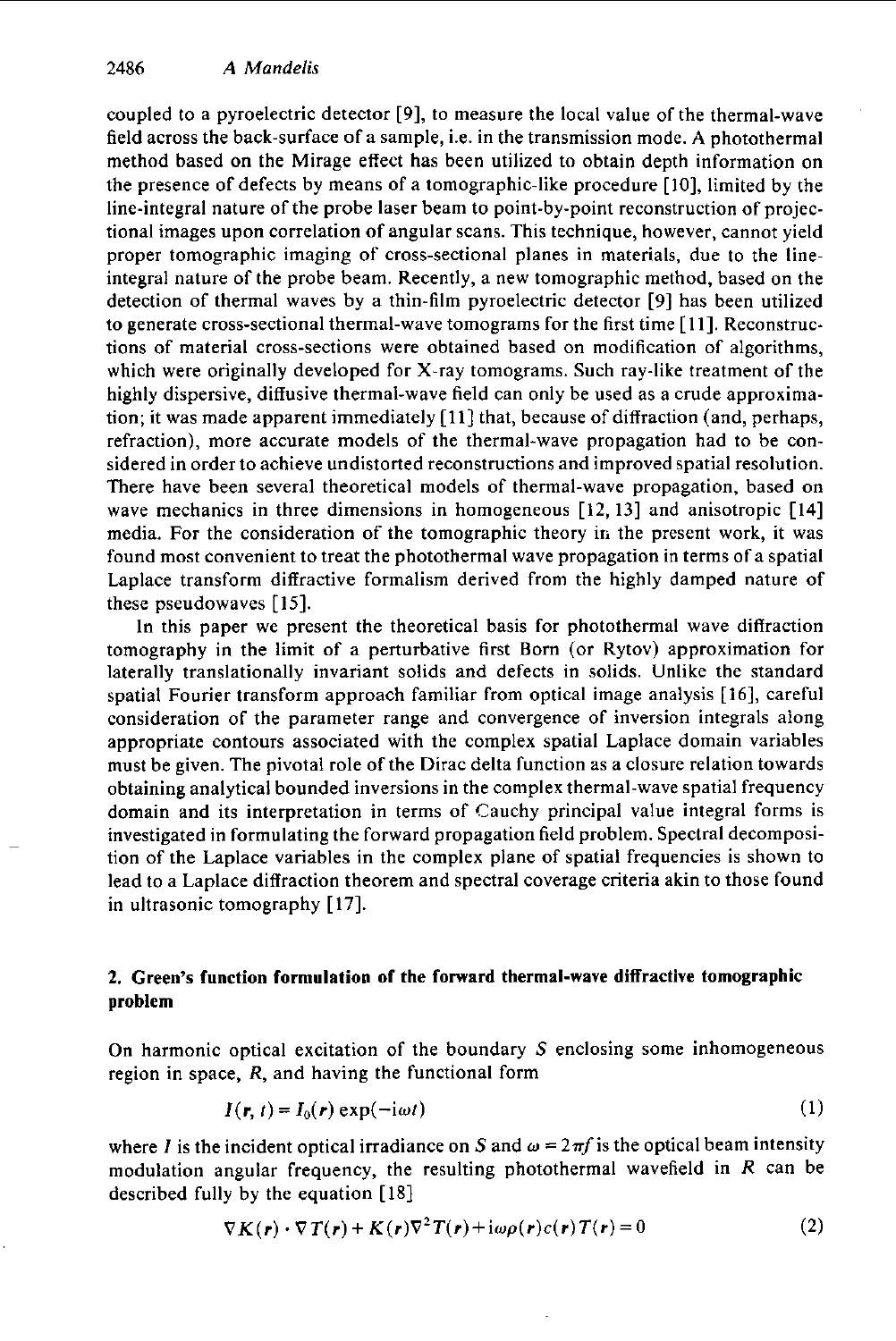coupled to a pyroelectric detector [9], to measure the local value of the thermal-wave field across the back-surface of a sample, i.e. in the transmission mode. A photothermal method based on the Mirage effect has been utilized to obtain depth information on the presence of defects by means of a tomographic-like procedure [10], limited by the line-integral nature of the probe laser beam to point-by-point reconstruction of projectional images upon correlation of angular scans. This technique, however, cannot yield proper tomographic imaging of cross-sectional planes in materials, due to the line-integral nature of the probe beam. Recently, a new tomographic method, based on the detection of thermal waves by a thin-film pyroelectric detector [9] has been utilized to generate cross-sectional thermal-wave tomograms for the first time [11]. Reconstructions of material cross-sections were obtained based on modification of algorithms, which were originally developed for X-ray tomograms. Such ray-like treatment of the highly dispersive, diffusive thermal-wave field can only be used as a crude approximation; it was made apparent immediately [11] that, because of diffraction (and, perhaps, refraction), more accurate models of the thermal-wave propagation had to be considered in order to achieve undistorted reconstructions and improved spatial resolution. There have been several theoretical models of thermal-wave propagation, based on wave mechanics in three dimensions in homogeneous [12, 13] and anisotropic [14] media. For the consideration of the tomographic theory in the present work, it was found most convenient to treat the photothermal wave propagation in terms of a spatial Laplace transform diffractive formalism derived from the highly damped nature of these pseudowaves [15].

In this paper we present the theoretical basis for photothermal wave diffraction tomography in the limit of a perturbative first Born (or Rytov) approximation for laterally translationally invariant solids and defects in solids. Unlike the standard spatial Fourier transform approach familiar from optical image analysis [16], careful consideration of the parameter range and convergence of inversion integrals along appropriate contours associated with the complex spatial Laplace domain variables must be given. The pivotal role of the Dirac delta function as a closure relation towards obtaining analytical bounded inversions in the complex thermal-wave spatial frequency domain and its interpretation in terms of Cauchy principal value integral forms is investigated in formulating the forward propagation field problem. Spectral decomposition of the Laplace variables in the complex plane of spatial frequencies is shown to lead to a Laplace diffraction theorem and spectral coverage criteria akin to those found in ultrasonic tomography [17].

## 2. Green's function formulation of the forward thermal-wave diffractive tomographic problem

On harmonic optical excitation of the boundary $S$ enclosing some inhomogeneous region in space, $R$, and having the functional form

$$I(\boldsymbol{r}, t) = I_0(\boldsymbol{r}) \exp(-\mathrm{i}\omega t) \tag{1}$$

where $I$ is the incident optical irradiance on $S$ and $\omega = 2\pi f$ is the optical beam intensity modulation angular frequency, the resulting photothermal wavefield in $R$ can be described fully by the equation [18]

$$\nabla K(\boldsymbol{r}) \cdot \nabla T(\boldsymbol{r}) + K(\boldsymbol{r})\nabla^2 T(\boldsymbol{r}) + \mathrm{i}\omega\rho(\boldsymbol{r})c(\boldsymbol{r})T(\boldsymbol{r}) = 0 \tag{2}$$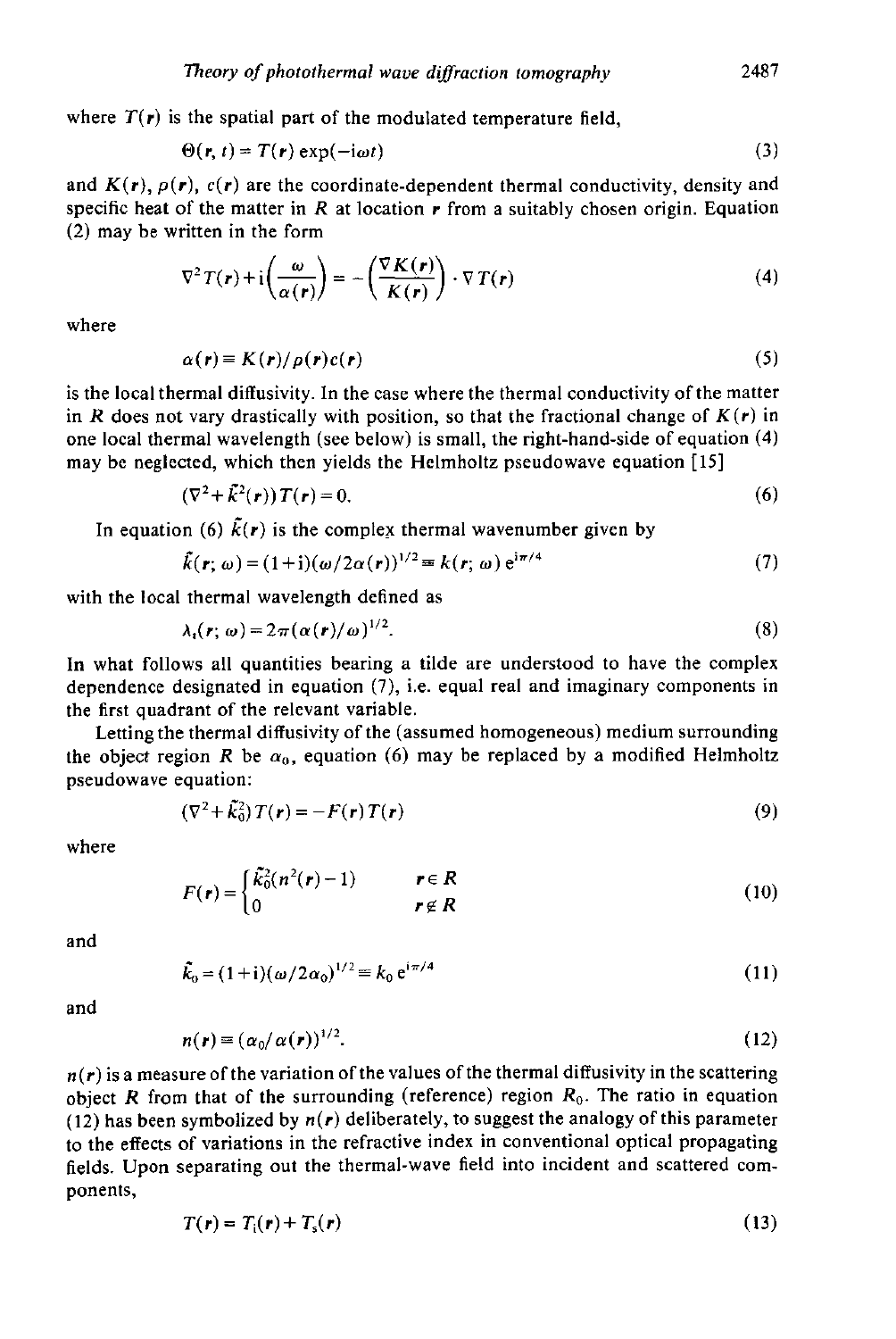where $T(\mathbf{r})$ is the spatial part of the modulated temperature field,

$$\Theta(\mathbf{r}, t) = T(\mathbf{r}) \exp(-\mathrm{i}\omega t) \tag{3}$$

and $K(\mathbf{r})$, $\rho(\mathbf{r})$, $c(\mathbf{r})$ are the coordinate-dependent thermal conductivity, density and specific heat of the matter in $R$ at location $\mathbf{r}$ from a suitably chosen origin. Equation (2) may be written in the form

$$\nabla^2 T(\mathbf{r}) + \mathrm{i}\left(\frac{\omega}{\alpha(\mathbf{r})}\right) = -\left(\frac{\nabla K(\mathbf{r})}{K(\mathbf{r})}\right) \cdot \nabla T(\mathbf{r}) \tag{4}$$

where

$$\alpha(\mathbf{r}) \equiv K(\mathbf{r})/\rho(\mathbf{r})c(\mathbf{r}) \tag{5}$$

is the local thermal diffusivity. In the case where the thermal conductivity of the matter in $R$ does not vary drastically with position, so that the fractional change of $K(\mathbf{r})$ in one local thermal wavelength (see below) is small, the right-hand-side of equation (4) may be neglected, which then yields the Helmholtz pseudowave equation [15]

$$(\nabla^2 + \tilde{k}^2(\mathbf{r}))T(\mathbf{r}) = 0. \tag{6}$$

In equation (6) $\tilde{k}(\mathbf{r})$ is the complex thermal wavenumber given by

$$\tilde{k}(\mathbf{r}; \omega) = (1+\mathrm{i})(\omega/2\alpha(\mathbf{r}))^{1/2} \equiv k(\mathbf{r}; \omega)\, \mathrm{e}^{\mathrm{i}\pi/4} \tag{7}$$

with the local thermal wavelength defined as

$$\lambda_t(\mathbf{r}; \omega) = 2\pi(\alpha(\mathbf{r})/\omega)^{1/2}. \tag{8}$$

In what follows all quantities bearing a tilde are understood to have the complex dependence designated in equation (7), i.e. equal real and imaginary components in the first quadrant of the relevant variable.

Letting the thermal diffusivity of the (assumed homogeneous) medium surrounding the object region $R$ be $\alpha_0$, equation (6) may be replaced by a modified Helmholtz pseudowave equation:

$$(\nabla^2 + \tilde{k}_0^2)T(\mathbf{r}) = -F(\mathbf{r})T(\mathbf{r}) \tag{9}$$

where

$$F(\mathbf{r}) = \begin{cases} \tilde{k}_0^2(n^2(\mathbf{r}) - 1) & \mathbf{r} \in R \\ 0 & \mathbf{r} \notin R \end{cases} \tag{10}$$

and

$$\tilde{k}_0 = (1+\mathrm{i})(\omega/2\alpha_0)^{1/2} \equiv k_0\, \mathrm{e}^{\mathrm{i}\pi/4} \tag{11}$$

and

$$n(\mathbf{r}) \equiv (\alpha_0/\alpha(\mathbf{r}))^{1/2}. \tag{12}$$

$n(\mathbf{r})$ is a measure of the variation of the values of the thermal diffusivity in the scattering object $R$ from that of the surrounding (reference) region $R_0$. The ratio in equation (12) has been symbolized by $n(\mathbf{r})$ deliberately, to suggest the analogy of this parameter to the effects of variations in the refractive index in conventional optical propagating fields. Upon separating out the thermal-wave field into incident and scattered components,

$$T(\mathbf{r}) = T_i(\mathbf{r}) + T_s(\mathbf{r}) \tag{13}$$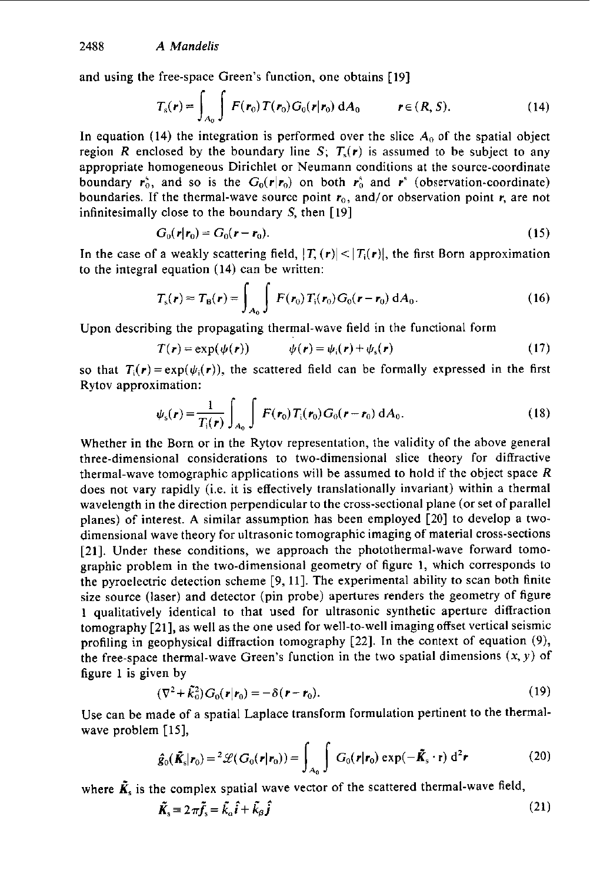and using the free-space Green's function, one obtains [19]

$$T_s(\boldsymbol{r}) = \int_{A_0}\int F(\boldsymbol{r}_0)T(\boldsymbol{r}_0)G_0(\boldsymbol{r}|\boldsymbol{r}_0)\,\mathrm{d}A_0 \qquad \boldsymbol{r} \in (R, S). \tag{14}$$

In equation (14) the integration is performed over the slice $A_0$ of the spatial object region $R$ enclosed by the boundary line $S$; $T_s(\boldsymbol{r})$ is assumed to be subject to any appropriate homogeneous Dirichlet or Neumann conditions at the source-coordinate boundary $\boldsymbol{r}_0^s$, and so is the $G_0(\boldsymbol{r}|\boldsymbol{r}_0)$ on both $\boldsymbol{r}_0^s$ and $\boldsymbol{r}^s$ (observation-coordinate) boundaries. If the thermal-wave source point $\boldsymbol{r}_0$, and/or observation point $\boldsymbol{r}$, are not infinitesimally close to the boundary $S$, then [19]

$$G_0(\boldsymbol{r}|\boldsymbol{r}_0) = G_0(\boldsymbol{r} - \boldsymbol{r}_0). \tag{15}$$

In the case of a weakly scattering field, $|T_s(\boldsymbol{r})| < |T_i(\boldsymbol{r})|$, the first Born approximation to the integral equation (14) can be written:

$$T_s(\boldsymbol{r}) \approx T_B(\boldsymbol{r}) = \int_{A_0}\int F(\boldsymbol{r}_0)T_i(\boldsymbol{r}_0)G_0(\boldsymbol{r} - \boldsymbol{r}_0)\,\mathrm{d}A_0. \tag{16}$$

Upon describing the propagating thermal-wave field in the functional form

$$T(\boldsymbol{r}) = \exp(\psi(\boldsymbol{r})) \qquad \psi(\boldsymbol{r}) = \psi_i(\boldsymbol{r}) + \psi_s(\boldsymbol{r}) \tag{17}$$

so that $T_i(\boldsymbol{r}) = \exp(\psi_i(\boldsymbol{r}))$, the scattered field can be formally expressed in the first Rytov approximation:

$$\psi_s(\boldsymbol{r}) = \frac{1}{T_i(\boldsymbol{r})}\int_{A_0}\int F(\boldsymbol{r}_0)T_i(\boldsymbol{r}_0)G_0(\boldsymbol{r} - \boldsymbol{r}_0)\,\mathrm{d}A_0. \tag{18}$$

Whether in the Born or in the Rytov representation, the validity of the above general three-dimensional considerations to two-dimensional slice theory for diffractive thermal-wave tomographic applications will be assumed to hold if the object space $R$ does not vary rapidly (i.e. it is effectively translationally invariant) within a thermal wavelength in the direction perpendicular to the cross-sectional plane (or set of parallel planes) of interest. A similar assumption has been employed [20] to develop a two-dimensional wave theory for ultrasonic tomographic imaging of material cross-sections [21]. Under these conditions, we approach the photothermal-wave forward tomographic problem in the two-dimensional geometry of figure 1, which corresponds to the pyroelectric detection scheme [9, 11]. The experimental ability to scan both finite size source (laser) and detector (pin probe) apertures renders the geometry of figure 1 qualitatively identical to that used for ultrasonic synthetic aperture diffraction tomography [21], as well as the one used for well-to-well imaging offset vertical seismic profiling in geophysical diffraction tomography [22]. In the context of equation (9), the free-space thermal-wave Green's function in the two spatial dimensions $(x, y)$ of figure 1 is given by

$$(\nabla^2 + \tilde{k}_0^2)G_0(\boldsymbol{r}|\boldsymbol{r}_0) = -\delta(\boldsymbol{r} - \boldsymbol{r}_0). \tag{19}$$

Use can be made of a spatial Laplace transform formulation pertinent to the thermal-wave problem [15],

$$\hat{g}_0(\tilde{\boldsymbol{K}}_s|\boldsymbol{r}_0) = {}^2\mathscr{L}(G_0(\boldsymbol{r}|\boldsymbol{r}_0)) = \int_{A_0}\int G_0(\boldsymbol{r}|\boldsymbol{r}_0)\exp(-\tilde{\boldsymbol{K}}_s \cdot \mathrm{r})\,\mathrm{d}^2\boldsymbol{r} \tag{20}$$

where $\tilde{\boldsymbol{K}}_s$ is the complex spatial wave vector of the scattered thermal-wave field,

$$\tilde{\boldsymbol{K}}_s \equiv 2\pi\tilde{\boldsymbol{f}}_s = \tilde{k}_\alpha\hat{\boldsymbol{i}} + \tilde{k}_\beta\hat{\boldsymbol{j}} \tag{21}$$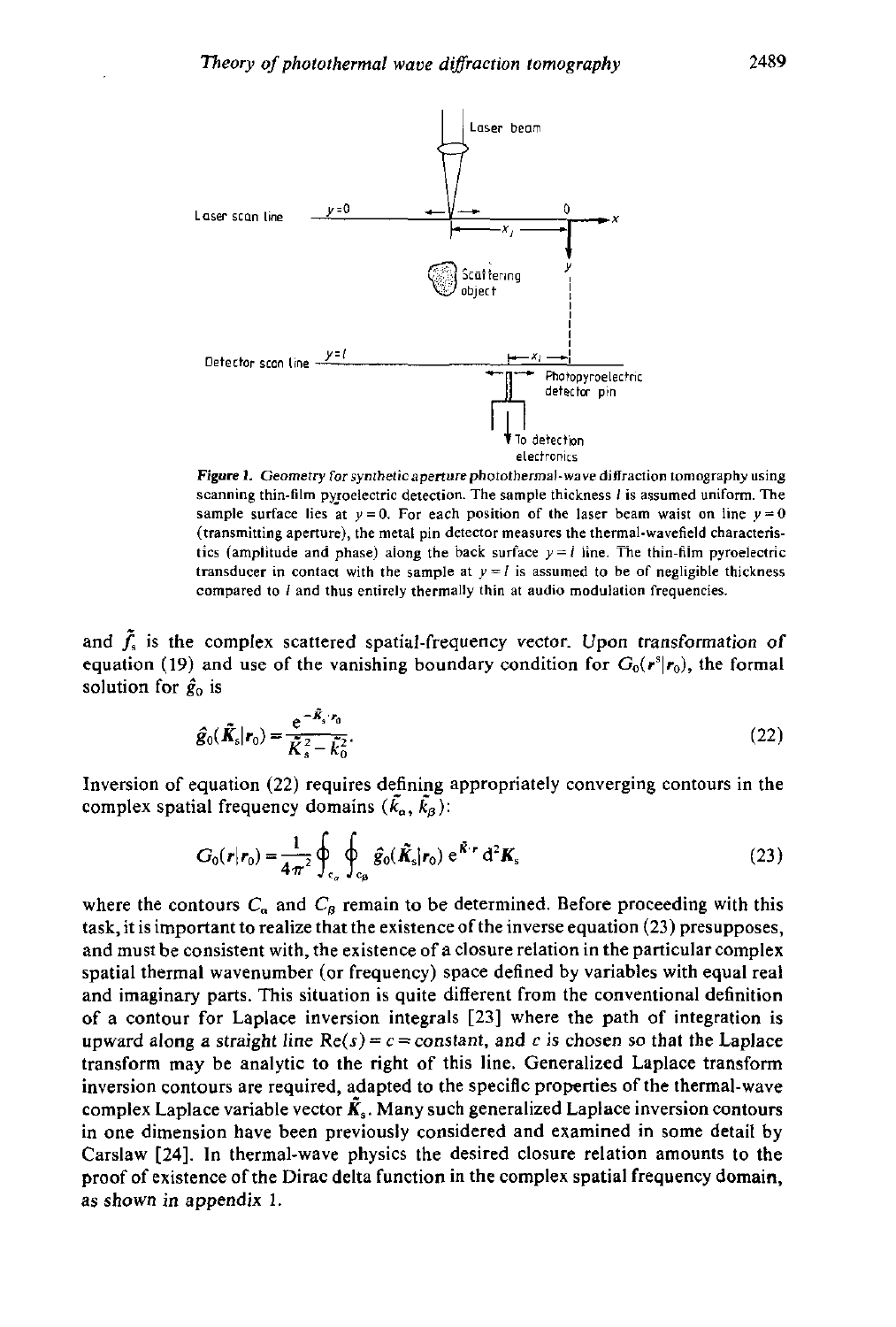Figure 1. Geometry for synthetic aperture photothermal-wave diffraction tomography using scanning thin-film pyroelectric detection. The sample thickness $l$ is assumed uniform. The sample surface lies at $y = 0$. For each position of the laser beam waist on line $y = 0$ (transmitting aperture), the metal pin detector measures the thermal-wavefield characteristics (amplitude and phase) along the back surface $y = l$ line. The thin-film pyroelectric transducer in contact with the sample at $y = l$ is assumed to be of negligible thickness compared to $l$ and thus entirely thermally thin at audio modulation frequencies.

and $\tilde{f}_s$ is the complex scattered spatial-frequency vector. Upon transformation of equation (19) and use of the vanishing boundary condition for $G_0(r^s|r_0)$, the formal solution for $\hat{g}_0$ is

$$\hat{g}_0(\tilde{K}_s|r_0) = \frac{e^{-\tilde{K}_s \cdot r_0}}{\tilde{K}_s^2 - \tilde{k}_0^2}. \tag{22}$$

Inversion of equation (22) requires defining appropriately converging contours in the complex spatial frequency domains $(\tilde{k}_\alpha, \tilde{k}_\beta)$:

$$G_0(r|r_0) = \frac{1}{4\pi^2} \oint_{C_\alpha} \oint_{C_\beta} \hat{g}_0(\tilde{K}_s|r_0)\, e^{\tilde{K} \cdot r}\, d^2 K_s \tag{23}$$

where the contours $C_\alpha$ and $C_\beta$ remain to be determined. Before proceeding with this task, it is important to realize that the existence of the inverse equation (23) presupposes, and must be consistent with, the existence of a closure relation in the particular complex spatial thermal wavenumber (or frequency) space defined by variables with equal real and imaginary parts. This situation is quite different from the conventional definition of a contour for Laplace inversion integrals [23] where the path of integration is upward along a *straight line* $\mathrm{Re}(s) = c = constant$, and $c$ is chosen so that the Laplace transform may be analytic to the right of this line. Generalized Laplace transform inversion contours are required, adapted to the specific properties of the thermal-wave complex Laplace variable vector $\tilde{K}_s$. Many such generalized Laplace inversion contours in one dimension have been previously considered and examined in some detail by Carslaw [24]. In thermal-wave physics the desired closure relation amounts to the proof of existence of the Dirac delta function in the complex spatial frequency domain, as shown in appendix 1.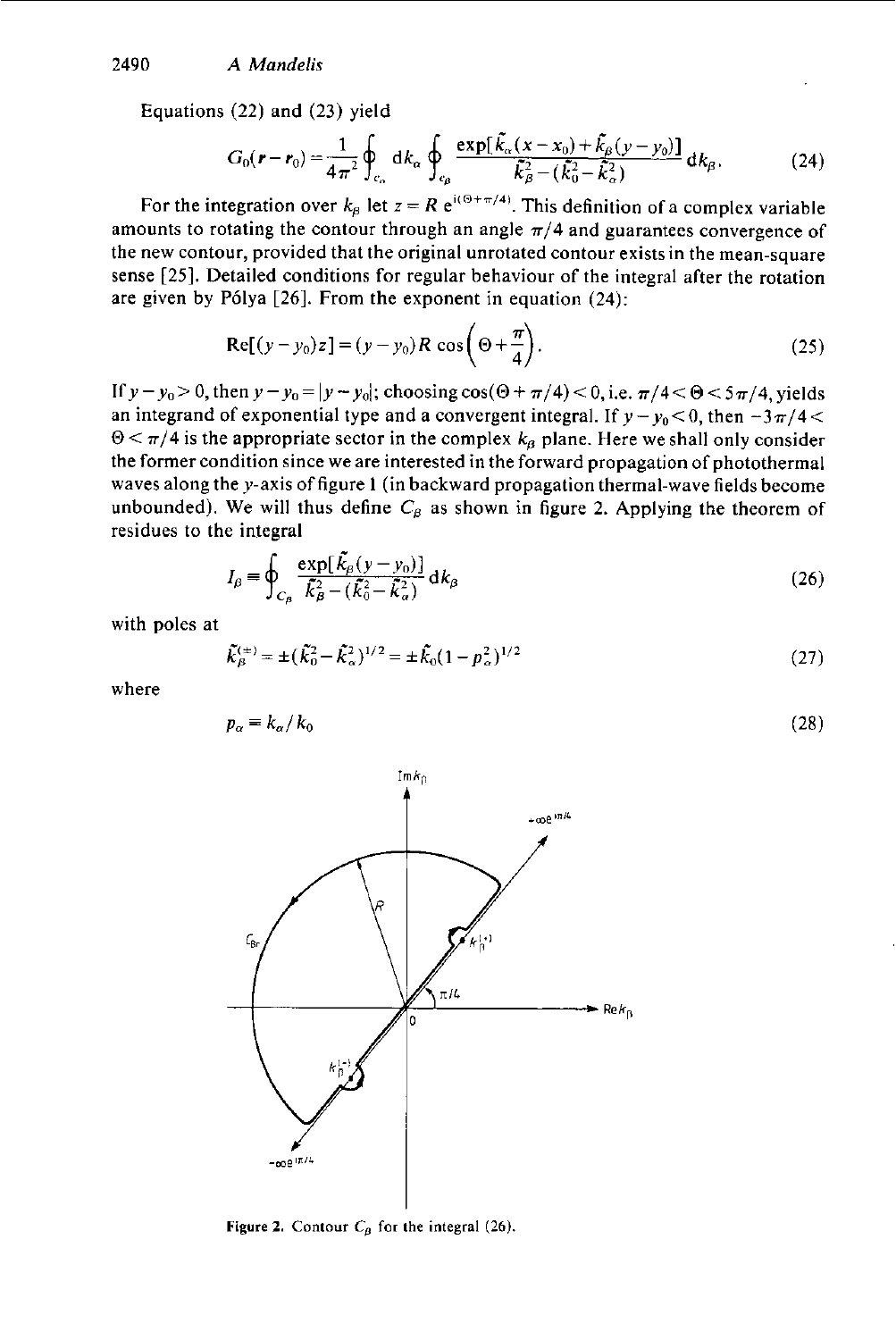Equations (22) and (23) yield

$$G_0(\mathbf{r}-\mathbf{r}_0)=\frac{1}{4\pi^2}\oint_{c_\alpha} \mathrm{d}k_\alpha \oint_{c_\beta} \frac{\exp[\tilde{k}_\alpha(x-x_0)+\tilde{k}_\beta(y-y_0)]}{\tilde{k}_\beta^2-(\tilde{k}_0^2-\tilde{k}_\alpha^2)}\,\mathrm{d}k_\beta. \tag{24}$$

For the integration over $k_\beta$ let $z=R\,\mathrm{e}^{\mathrm{i}(\Theta+\pi/4)}$. This definition of a complex variable amounts to rotating the contour through an angle $\pi/4$ and guarantees convergence of the new contour, provided that the original unrotated contour exists in the mean-square sense [25]. Detailed conditions for regular behaviour of the integral after the rotation are given by Pólya [26]. From the exponent in equation (24):

$$\mathrm{Re}[(y-y_0)z]=(y-y_0)R\cos\left(\Theta+\frac{\pi}{4}\right). \tag{25}$$

If $y-y_0>0$, then $y-y_0=|y-y_0|$; choosing $\cos(\Theta+\pi/4)<0$, i.e. $\pi/4<\Theta<5\pi/4$, yields an integrand of exponential type and a convergent integral. If $y-y_0<0$, then $-3\pi/4<\Theta<\pi/4$ is the appropriate sector in the complex $k_\beta$ plane. Here we shall only consider the former condition since we are interested in the forward propagation of photothermal waves along the $y$-axis of figure 1 (in backward propagation thermal-wave fields become unbounded). We will thus define $C_\beta$ as shown in figure 2. Applying the theorem of residues to the integral

$$I_\beta\equiv\oint_{C_\beta}\frac{\exp[\tilde{k}_\beta(y-y_0)]}{\tilde{k}_\beta^2-(\tilde{k}_0^2-\tilde{k}_\alpha^2)}\,\mathrm{d}k_\beta \tag{26}$$

with poles at

$$\tilde{k}_\beta^{(\pm)}=\pm(\tilde{k}_0^2-\tilde{k}_\alpha^2)^{1/2}=\pm\tilde{k}_0(1-p_\alpha^2)^{1/2} \tag{27}$$

where

$$p_\alpha\equiv k_\alpha/k_0 \tag{28}$$

Figure 2. Contour $C_\beta$ for the integral (26).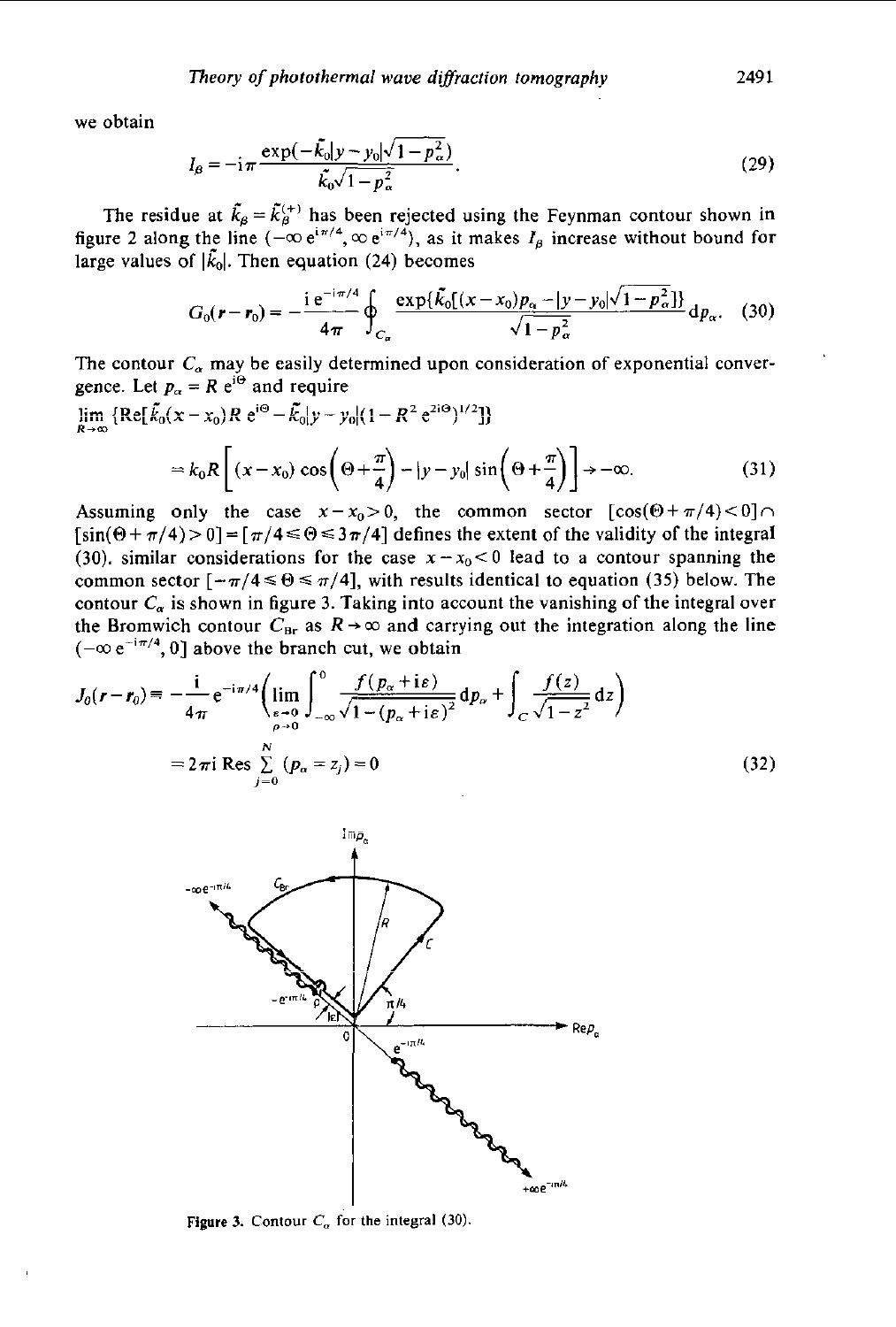we obtain

$$I_\beta = -\mathrm{i}\pi \frac{\exp(-\tilde{k}_0|y-y_0|\sqrt{1-p_\alpha^2})}{\tilde{k}_0\sqrt{1-p_\alpha^2}}. \tag{29}$$

The residue at $\tilde{k}_\beta = \tilde{k}_\beta^{(+)}$ has been rejected using the Feynman contour shown in figure 2 along the line $(-\infty\, \mathrm{e}^{\mathrm{i}\pi/4}, \infty\, \mathrm{e}^{\mathrm{i}\pi/4})$, as it makes $I_\beta$ increase without bound for large values of $|\tilde{k}_0|$. Then equation (24) becomes

$$G_0(\boldsymbol{r}-\boldsymbol{r}_0) = -\frac{\mathrm{i}\,\mathrm{e}^{-\mathrm{i}\pi/4}}{4\pi} \oint_{C_\alpha} \frac{\exp\{\tilde{k}_0[(x-x_0)p_\alpha - |y-y_0|\sqrt{1-p_\alpha^2}]\}}{\sqrt{1-p_\alpha^2}}\,\mathrm{d}p_\alpha. \tag{30}$$

The contour $C_\alpha$ may be easily determined upon consideration of exponential convergence. Let $p_\alpha = R\,\mathrm{e}^{\mathrm{i}\Theta}$ and require

$$\lim_{R\to\infty} \{\mathrm{Re}[\tilde{k}_0(x-x_0)R\,\mathrm{e}^{\mathrm{i}\Theta} - \tilde{k}_0|y-y_0|(1-R^2\,\mathrm{e}^{2\mathrm{i}\Theta})^{1/2}]\}$$

$$= k_0 R\left[(x-x_0)\cos\left(\Theta+\frac{\pi}{4}\right) - |y-y_0|\sin\left(\Theta+\frac{\pi}{4}\right)\right] \to -\infty. \tag{31}$$

Assuming only the case $x-x_0>0$, the common sector $[\cos(\Theta+\pi/4)<0] \cap [\sin(\Theta+\pi/4)>0] = [\pi/4 \leqslant \Theta \leqslant 3\pi/4]$ defines the extent of the validity of the integral (30). similar considerations for the case $x-x_0<0$ lead to a contour spanning the common sector $[-\pi/4 \leqslant \Theta \leqslant \pi/4]$, with results identical to equation (35) below. The contour $C_\alpha$ is shown in figure 3. Taking into account the vanishing of the integral over the Bromwich contour $C_{\mathrm{Br}}$ as $R\to\infty$ and carrying out the integration along the line $(-\infty\,\mathrm{e}^{-\mathrm{i}\pi/4}, 0]$ above the branch cut, we obtain

$$J_0(\boldsymbol{r}-\boldsymbol{r}_0) \equiv -\frac{\mathrm{i}}{4\pi}\mathrm{e}^{-\mathrm{i}\pi/4}\left(\lim_{\substack{\varepsilon\to 0\\ \rho\to 0}} \int_{-\infty}^{0} \frac{f(p_\alpha+\mathrm{i}\varepsilon)}{\sqrt{1-(p_\alpha+\mathrm{i}\varepsilon)^2}}\,\mathrm{d}p_\alpha + \int_C \frac{f(z)}{\sqrt{1-z^2}}\,\mathrm{d}z\right)$$

$$= 2\pi\mathrm{i}\,\mathrm{Res}\sum_{j=0}^{N}(p_\alpha = z_j) = 0 \tag{32}$$

Figure 3. Contour $C_\alpha$ for the integral (30).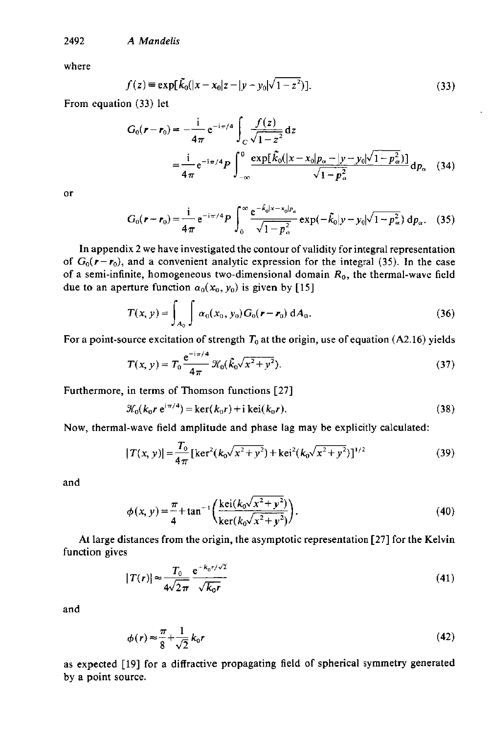where

$$f(z) \equiv \exp[\tilde{k}_0(|x - x_0|z - |y - y_0|\sqrt{1 - z^2})]. \tag{33}$$

From equation (33) let

$$G_0(\boldsymbol{r} - \boldsymbol{r}_0) = -\frac{\mathrm{i}}{4\pi} \mathrm{e}^{-\mathrm{i}\pi/4} \int_C \frac{f(z)}{\sqrt{1 - z^2}} \mathrm{d}z$$

$$= \frac{\mathrm{i}}{4\pi} \mathrm{e}^{-\mathrm{i}\pi/4} P \int_{-\infty}^{0} \frac{\exp[\tilde{k}_0(|x - x_0|p_\alpha - |y - y_0|\sqrt{1 - p_\alpha^2})]}{\sqrt{1 - p_\alpha^2}} \mathrm{d}p_\alpha \tag{34}$$

or

$$G_0(\boldsymbol{r} - \boldsymbol{r}_0) = \frac{\mathrm{i}}{4\pi} \mathrm{e}^{-\mathrm{i}\pi/4} P \int_0^{\infty} \frac{\mathrm{e}^{-\tilde{k}_0|x - x_0|p_\alpha}}{\sqrt{1 - p_\alpha^2}} \exp(-\tilde{k}_0|y - y_0|\sqrt{1 - p_\alpha^2})\, \mathrm{d}p_\alpha. \tag{35}$$

In appendix 2 we have investigated the contour of validity for integral representation of $G_0(\boldsymbol{r} - \boldsymbol{r}_0)$, and a convenient analytic expression for the integral (35). In the case of a semi-infinite, homogeneous two-dimensional domain $R_0$, the thermal-wave field due to an aperture function $\alpha_0(x_0, y_0)$ is given by [15]

$$T(x, y) = \int_{A_0}\int \alpha_0(x_0, y_0) G_0(\boldsymbol{r} - \boldsymbol{r}_0)\, \mathrm{d}A_0. \tag{36}$$

For a point-source excitation of strength $T_0$ at the origin, use of equation (A2.16) yields

$$T(x, y) = T_0 \frac{\mathrm{e}^{-\mathrm{i}\pi/4}}{4\pi} \mathcal{K}_0(\tilde{k}_0\sqrt{x^2 + y^2}). \tag{37}$$

Furthermore, in terms of Thomson functions [27]

$$\mathcal{K}_0(k_0 r\, \mathrm{e}^{\mathrm{i}\pi/4}) = \mathrm{ker}(k_0 r) + \mathrm{i}\, \mathrm{kei}(k_0 r). \tag{38}$$

Now, thermal-wave field amplitude and phase lag may be explicitly calculated:

$$|T(x, y)| = \frac{T_0}{4\pi} [\mathrm{ker}^2(k_0\sqrt{x^2 + y^2}) + \mathrm{kei}^2(k_0\sqrt{x^2 + y^2})]^{1/2} \tag{39}$$

and

$$\phi(x, y) = \frac{\pi}{4} + \tan^{-1}\left(\frac{\mathrm{kei}(k_0\sqrt{x^2 + y^2})}{\mathrm{ker}(k_0\sqrt{x^2 + y^2})}\right). \tag{40}$$

At large distances from the origin, the asymptotic representation [27] for the Kelvin function gives

$$|T(r)| \approx \frac{T_0}{4\sqrt{2\pi}} \frac{\mathrm{e}^{-k_0 r/\sqrt{2}}}{\sqrt{k_0 r}} \tag{41}$$

and

$$\phi(r) \approx \frac{\pi}{8} + \frac{1}{\sqrt{2}} k_0 r \tag{42}$$

as expected [19] for a diffractive propagating field of spherical symmetry generated by a point source.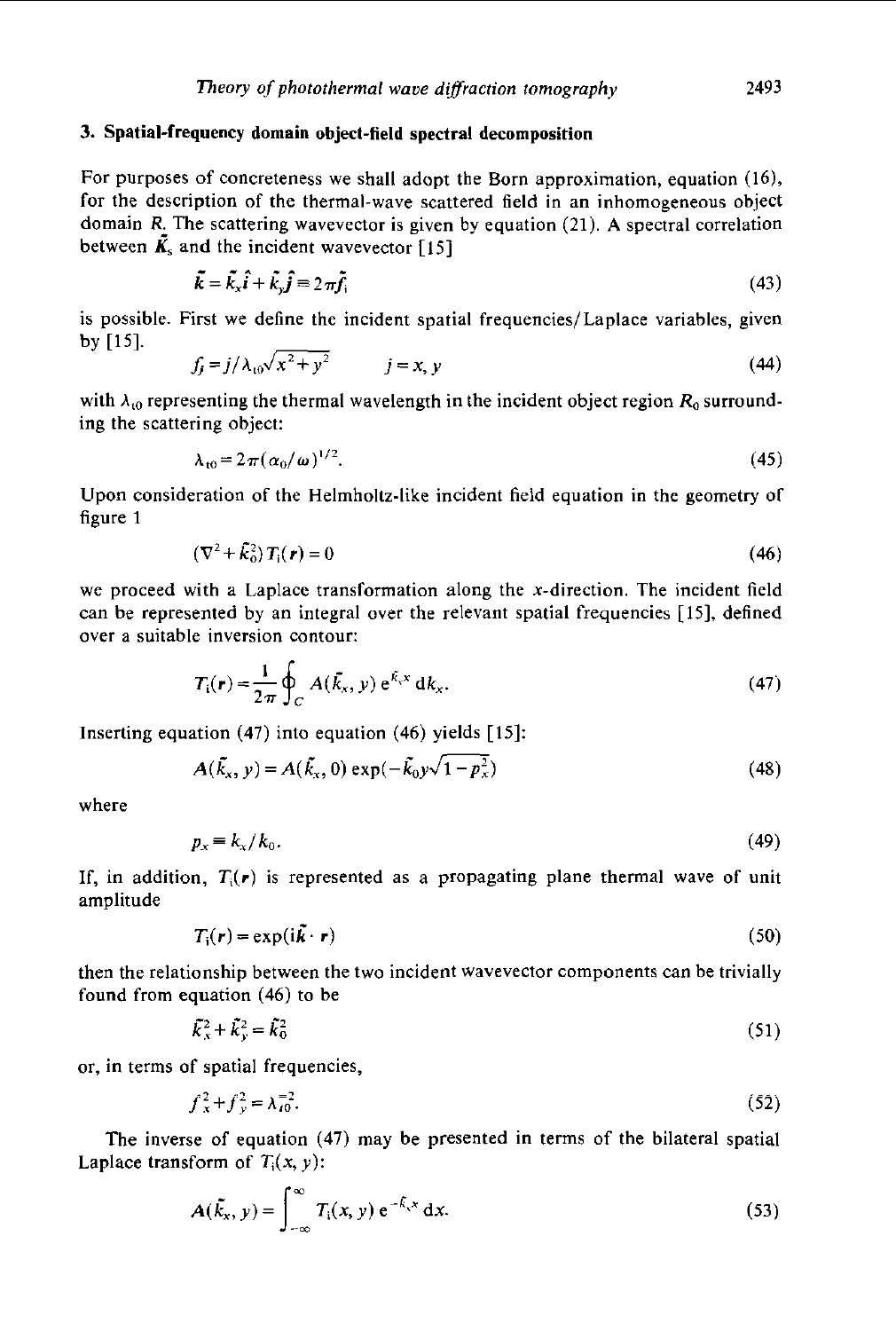## 3. Spatial-frequency domain object-field spectral decomposition

For purposes of concreteness we shall adopt the Born approximation, equation (16), for the description of the thermal-wave scattered field in an inhomogeneous object domain $R$. The scattering wavevector is given by equation (21). A spectral correlation between $\tilde{\boldsymbol{K}}_s$ and the incident wavevector [15]

$$\tilde{\boldsymbol{k}} = \tilde{k}_x \hat{\boldsymbol{i}} + \tilde{k}_y \hat{\boldsymbol{j}} \equiv 2\pi \tilde{\boldsymbol{f}}_i \tag{43}$$

is possible. First we define the incident spatial frequencies/Laplace variables, given by [15].

$$f_j = j/\lambda_{t0}\sqrt{x^2+y^2} \qquad j = x, y \tag{44}$$

with $\lambda_{t0}$ representing the thermal wavelength in the incident object region $R_0$ surrounding the scattering object:

$$\lambda_{t0} = 2\pi(\alpha_0/\omega)^{1/2}. \tag{45}$$

Upon consideration of the Helmholtz-like incident field equation in the geometry of figure 1

$$(\nabla^2 + \tilde{k}_0^2)\, T_i(\boldsymbol{r}) = 0 \tag{46}$$

we proceed with a Laplace transformation along the $x$-direction. The incident field can be represented by an integral over the relevant spatial frequencies [15], defined over a suitable inversion contour:

$$T_i(\boldsymbol{r}) = \frac{1}{2\pi} \oint_C A(\tilde{k}_x, y)\, e^{\tilde{k}_x x}\, dk_x. \tag{47}$$

Inserting equation (47) into equation (46) yields [15]:

$$A(\tilde{k}_x, y) = A(\tilde{k}_x, 0)\exp(-\tilde{k}_0 y\sqrt{1-p_x^2}) \tag{48}$$

where

$$p_x \equiv k_x/k_0. \tag{49}$$

If, in addition, $T_i(\boldsymbol{r})$ is represented as a propagating plane thermal wave of unit amplitude

$$T_i(\boldsymbol{r}) = \exp(i\tilde{\boldsymbol{k}}\cdot\boldsymbol{r}) \tag{50}$$

then the relationship between the two incident wavevector components can be trivially found from equation (46) to be

$$\tilde{k}_x^2 + \tilde{k}_y^2 = \tilde{k}_0^2 \tag{51}$$

or, in terms of spatial frequencies,

$$f_x^2 + f_y^2 = \lambda_{t0}^{-2}. \tag{52}$$

The inverse of equation (47) may be presented in terms of the bilateral spatial Laplace transform of $T_i(x, y)$:

$$A(\tilde{k}_x, y) = \int_{-\infty}^{\infty} T_i(x, y)\, e^{-\tilde{k}_x x}\, dx. \tag{53}$$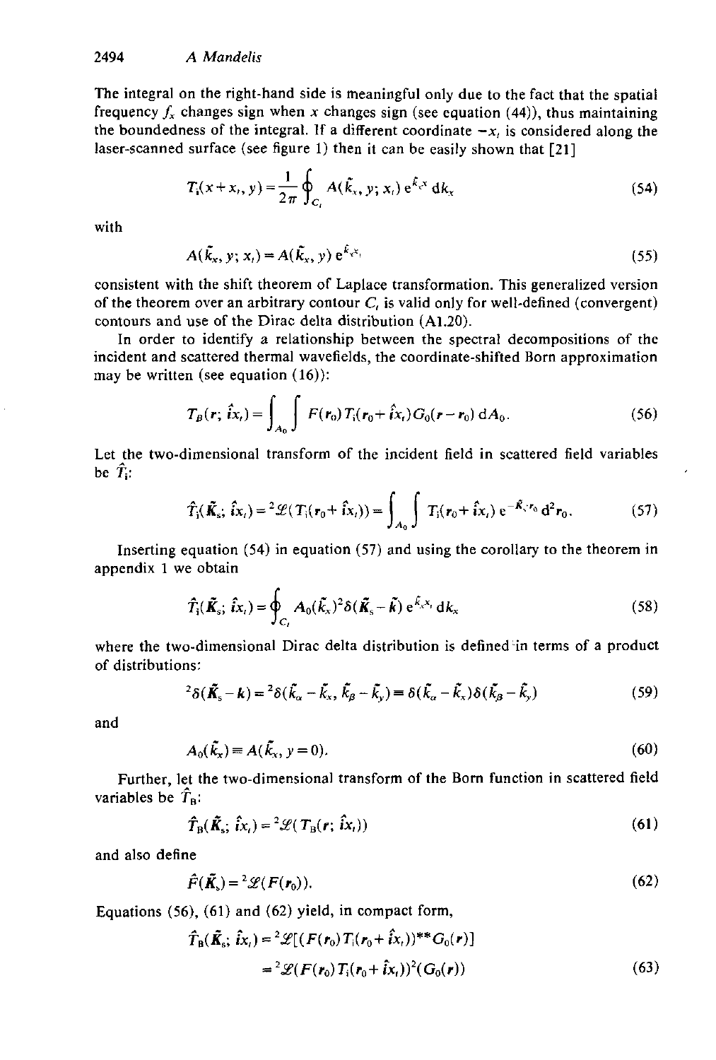The integral on the right-hand side is meaningful only due to the fact that the spatial frequency $f_x$ changes sign when $x$ changes sign (see equation (44)), thus maintaining the boundedness of the integral. If a different coordinate $-x_i$ is considered along the laser-scanned surface (see figure 1) then it can be easily shown that [21]

$$T_i(x+x_i, y) = \frac{1}{2\pi} \oint_{C_i} A(\tilde{k}_x, y; x_i)\, e^{\tilde{k}_x x}\, dk_x \tag{54}$$

with

$$A(\tilde{k}_x, y; x_i) = A(\tilde{k}_x, y)\, e^{\tilde{k}_x x_i} \tag{55}$$

consistent with the shift theorem of Laplace transformation. This generalized version of the theorem over an arbitrary contour $C_i$ is valid only for well-defined (convergent) contours and use of the Dirac delta distribution (A1.20).

In order to identify a relationship between the spectral decompositions of the incident and scattered thermal wavefields, the coordinate-shifted Born approximation may be written (see equation (16)):

$$T_B(\boldsymbol{r}; \hat{i}x_i) = \int_{A_0}\!\!\int F(\boldsymbol{r}_0)\, T_i(\boldsymbol{r}_0 + \hat{i}x_i)\, G_0(\boldsymbol{r} - \boldsymbol{r}_0)\, dA_0. \tag{56}$$

Let the two-dimensional transform of the incident field in scattered field variables be $\hat{T}_i$:

$$\hat{T}_i(\tilde{\boldsymbol{K}}_s; \hat{i}x_i) = {}^2\mathscr{L}(T_i(\boldsymbol{r}_0 + \hat{i}x_i)) = \int_{A_0}\!\!\int T_i(\boldsymbol{r}_0 + \hat{i}x_i)\, e^{-\tilde{\boldsymbol{K}}_s \cdot \boldsymbol{r}_0}\, d^2\boldsymbol{r}_0. \tag{57}$$

Inserting equation (54) in equation (57) and using the corollary to the theorem in appendix 1 we obtain

$$\hat{T}_i(\tilde{\boldsymbol{K}}_s; \hat{i}x_i) = \oint_{C_i} A_0(\tilde{k}_x)\, {}^2\delta(\tilde{\boldsymbol{K}}_s - \tilde{\boldsymbol{k}})\, e^{\tilde{k}_x x_i}\, dk_x \tag{58}$$

where the two-dimensional Dirac delta distribution is defined in terms of a product of distributions:

$${}^2\delta(\tilde{\boldsymbol{K}}_s - \boldsymbol{k}) = {}^2\delta(\tilde{k}_\alpha - \tilde{k}_x, \tilde{k}_\beta - \tilde{k}_y) \equiv \delta(\tilde{k}_\alpha - \tilde{k}_x)\,\delta(\tilde{k}_\beta - \tilde{k}_y) \tag{59}$$

and

$$A_0(\tilde{k}_x) \equiv A(\tilde{k}_x, y = 0). \tag{60}$$

Further, let the two-dimensional transform of the Born function in scattered field variables be $\hat{T}_B$:

$$\hat{T}_B(\tilde{\boldsymbol{K}}_s; \hat{i}x_i) = {}^2\mathscr{L}(T_B(\boldsymbol{r}; \hat{i}x_i)) \tag{61}$$

and also define

$$\hat{F}(\tilde{\boldsymbol{K}}_s) = {}^2\mathscr{L}(F(\boldsymbol{r}_0)). \tag{62}$$

Equations (56), (61) and (62) yield, in compact form,

$$\begin{aligned}\hat{T}_B(\tilde{\boldsymbol{K}}_s; \hat{i}x_i) &= {}^2\mathscr{L}[(F(\boldsymbol{r}_0)\, T_i(\boldsymbol{r}_0 + \hat{i}x_i))^{**} G_0(\boldsymbol{r})] \\ &= {}^2\mathscr{L}(F(\boldsymbol{r}_0)\, T_i(\boldsymbol{r}_0 + \hat{i}x_i))\, {}^2(G_0(\boldsymbol{r}))\end{aligned} \tag{63}$$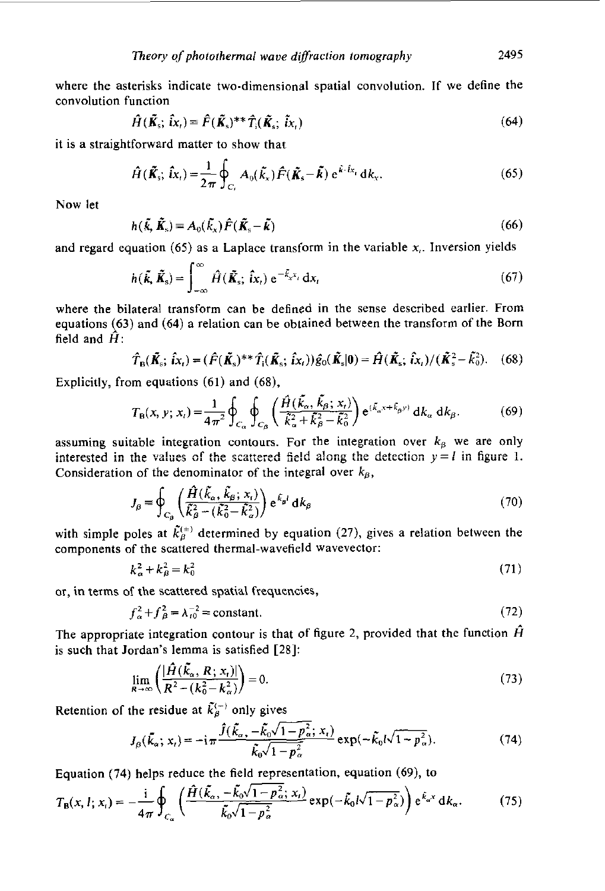where the asterisks indicate two-dimensional spatial convolution. If we define the convolution function

$$\hat{H}(\tilde{\boldsymbol{K}}_s;\, \hat{i}x_t) \equiv \hat{F}(\tilde{\boldsymbol{K}}_s)^{**}\hat{T}_i(\tilde{\boldsymbol{K}}_s;\, \hat{i}x_t) \tag{64}$$

it is a straightforward matter to show that

$$\hat{H}(\tilde{\boldsymbol{K}}_s;\, \hat{i}x_t) = \frac{1}{2\pi}\oint_{C_t} A_0(\tilde{k}_x)\hat{F}(\tilde{\boldsymbol{K}}_s - \tilde{\boldsymbol{k}})\,\mathrm{e}^{\tilde{k}\cdot\hat{i}x_t}\,\mathrm{d}k_x. \tag{65}$$

Now let

$$h(\tilde{\boldsymbol{k}}, \tilde{\boldsymbol{K}}_s) \equiv A_0(\tilde{k}_x)\hat{F}(\tilde{\boldsymbol{K}}_s - \tilde{\boldsymbol{k}}) \tag{66}$$

and regard equation (65) as a Laplace transform in the variable $x_t$. Inversion yields

$$h(\tilde{\boldsymbol{k}}, \tilde{\boldsymbol{K}}_s) = \int_{-\infty}^{\infty} \hat{H}(\tilde{\boldsymbol{K}}_s;\, \hat{i}x_t)\,\mathrm{e}^{-\tilde{k}_x x_t}\,\mathrm{d}x_t \tag{67}$$

where the bilateral transform can be defined in the sense described earlier. From equations (63) and (64) a relation can be obtained between the transform of the Born field and $\hat{H}$:

$$\hat{T}_B(\tilde{\boldsymbol{K}}_s;\, \hat{i}x_t) = (\hat{F}(\tilde{\boldsymbol{K}}_s)^{**}\hat{T}_i(\tilde{\boldsymbol{K}}_s;\, \hat{i}x_t))\hat{g}_0(\tilde{\boldsymbol{K}}_s|\boldsymbol{0}) = \hat{H}(\tilde{\boldsymbol{K}}_s;\, \hat{i}x_t)/(\tilde{\boldsymbol{K}}_s^2 - \tilde{k}_0^2). \tag{68}$$

Explicitly, from equations (61) and (68),

$$T_B(x, y; x_t) = \frac{1}{4\pi^2}\oint_{C_\alpha}\oint_{C_\beta}\left(\frac{\hat{H}(\tilde{k}_\alpha, \tilde{k}_\beta; x_t)}{\tilde{k}_\alpha^2 + \tilde{k}_\beta^2 - \tilde{k}_0^2}\right)\mathrm{e}^{(\tilde{k}_\alpha x + \tilde{k}_\beta y)}\,\mathrm{d}k_\alpha\,\mathrm{d}k_\beta. \tag{69}$$

assuming suitable integration contours. For the integration over $k_\beta$ we are only interested in the values of the scattered field along the detection $y = l$ in figure 1. Consideration of the denominator of the integral over $k_\beta$,

$$J_\beta \equiv \oint_{C_\beta}\left(\frac{\hat{H}(\tilde{k}_\alpha, \tilde{k}_\beta; x_t)}{\tilde{k}_\beta^2 - (\tilde{k}_0^2 - \tilde{k}_\alpha^2)}\right)\mathrm{e}^{\tilde{k}_\beta l}\,\mathrm{d}k_\beta \tag{70}$$

with simple poles at $\tilde{k}_\beta^{(\pm)}$ determined by equation (27), gives a relation between the components of the scattered thermal-wavefield wavevector:

$$k_\alpha^2 + k_\beta^2 = k_0^2 \tag{71}$$

or, in terms of the scattered spatial frequencies,

$$f_\alpha^2 + f_\beta^2 = \lambda_{t0}^{-2} = \text{constant}. \tag{72}$$

The appropriate integration contour is that of figure 2, provided that the function $\hat{H}$ is such that Jordan's lemma is satisfied [28]:

$$\lim_{R\to\infty}\left(\frac{|\hat{H}(\tilde{k}_\alpha, R; x_t)|}{R^2 - (\tilde{k}_0^2 - k_\alpha^2)}\right) = 0. \tag{73}$$

Retention of the residue at $\tilde{k}_\beta^{(-)}$ only gives

$$J_\beta(\tilde{k}_\alpha; x_t) = -\mathrm{i}\pi\frac{\hat{J}(\tilde{k}_\alpha, -\tilde{k}_0\sqrt{1-p_\alpha^2}; x_t)}{\tilde{k}_0\sqrt{1-p_\alpha^2}}\exp(-\tilde{k}_0 l\sqrt{1-p_\alpha^2}). \tag{74}$$

Equation (74) helps reduce the field representation, equation (69), to

$$T_B(x, l; x_t) = -\frac{\mathrm{i}}{4\pi}\oint_{C_\alpha}\left(\frac{\hat{H}(\tilde{k}_\alpha, -\tilde{k}_0\sqrt{1-p_\alpha^2}; x_t)}{\tilde{k}_0\sqrt{1-p_\alpha^2}}\exp(-\tilde{k}_0 l\sqrt{1-p_\alpha^2})\right)\mathrm{e}^{\tilde{k}_\alpha x}\,\mathrm{d}k_\alpha. \tag{75}$$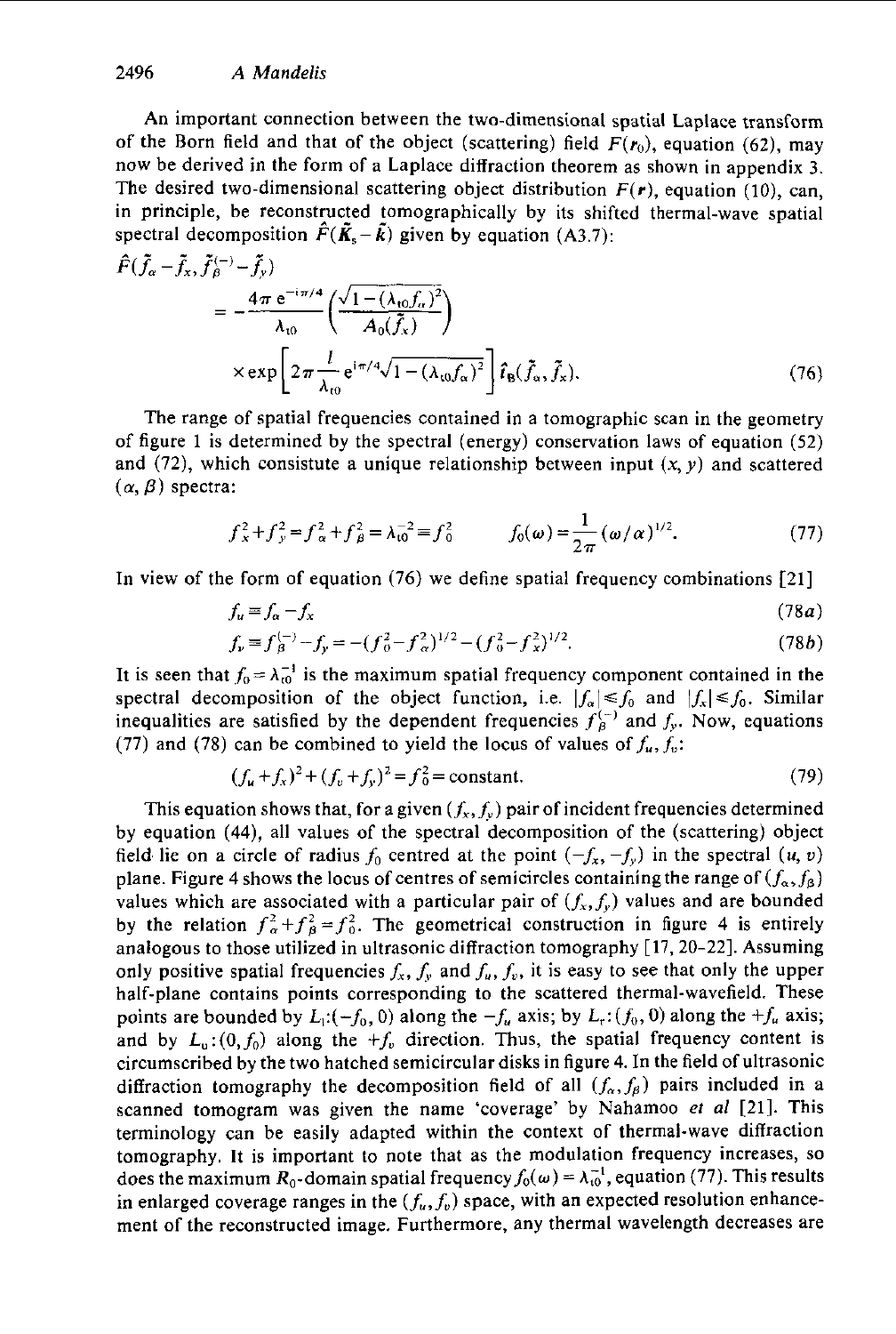An important connection between the two-dimensional spatial Laplace transform of the Born field and that of the object (scattering) field $F(r_0)$, equation (62), may now be derived in the form of a Laplace diffraction theorem as shown in appendix 3. The desired two-dimensional scattering object distribution $F(\boldsymbol{r})$, equation (10), can, in principle, be reconstructed tomographically by its shifted thermal-wave spatial spectral decomposition $\hat{F}(\tilde{\boldsymbol{K}}_s - \tilde{\boldsymbol{k}})$ given by equation (A3.7):

$$\hat{F}(\tilde{f}_\alpha - \tilde{f}_x, \tilde{f}_\beta^{(-)} - \tilde{f}_y) = -\frac{4\pi\, e^{-i\pi/4}}{\lambda_{t0}} \left( \frac{\sqrt{1-(\lambda_{t0} f_\alpha)^2}}{A_0(\tilde{f}_x)} \right) \times \exp\left[ 2\pi \frac{l}{\lambda_{t0}} e^{i\pi/4} \sqrt{1-(\lambda_{t0} f_\alpha)^2} \right] \hat{t}_B(\tilde{f}_\alpha, \tilde{f}_x). \tag{76}$$

The range of spatial frequencies contained in a tomographic scan in the geometry of figure 1 is determined by the spectral (energy) conservation laws of equation (52) and (72), which consistute a unique relationship between input $(x, y)$ and scattered $(\alpha, \beta)$ spectra:

$$f_x^2 + f_y^2 = f_\alpha^2 + f_\beta^2 = \lambda_{t0}^{-2} \equiv f_0^2 \qquad f_0(\omega) = \frac{1}{2\pi}(\omega/\alpha)^{1/2}. \tag{77}$$

In view of the form of equation (76) we define spatial frequency combinations [21]

$$f_u \equiv f_\alpha - f_x \tag{78a}$$

$$f_v \equiv f_\beta^{(-)} - f_y = -(f_0^2 - f_\alpha^2)^{1/2} - (f_0^2 - f_x^2)^{1/2}. \tag{78b}$$

It is seen that $f_0 = \lambda_{t0}^{-1}$ is the maximum spatial frequency component contained in the spectral decomposition of the object function, i.e. $|f_\alpha| \leqslant f_0$ and $|f_x| \leqslant f_0$. Similar inequalities are satisfied by the dependent frequencies $f_\beta^{(-)}$ and $f_y$. Now, equations (77) and (78) can be combined to yield the locus of values of $f_u, f_v$:

$$(f_u + f_x)^2 + (f_v + f_y)^2 = f_0^2 = \text{constant}. \tag{79}$$

This equation shows that, for a given $(f_x, f_y)$ pair of incident frequencies determined by equation (44), all values of the spectral decomposition of the (scattering) object field lie on a circle of radius $f_0$ centred at the point $(-f_x, -f_y)$ in the spectral $(u, v)$ plane. Figure 4 shows the locus of centres of semicircles containing the range of $(f_\alpha, f_\beta)$ values which are associated with a particular pair of $(f_x, f_y)$ values and are bounded by the relation $f_\alpha^2 + f_\beta^2 = f_0^2$. The geometrical construction in figure 4 is entirely analogous to those utilized in ultrasonic diffraction tomography [17, 20–22]. Assuming only positive spatial frequencies $f_x$, $f_y$ and $f_u$, $f_v$, it is easy to see that only the upper half-plane contains points corresponding to the scattered thermal-wavefield. These points are bounded by $L_1$:$(-f_0, 0)$ along the $-f_u$ axis; by $L_r$:$(f_0, 0)$ along the $+f_u$ axis; and by $L_u$:$(0, f_0)$ along the $+f_v$ direction. Thus, the spatial frequency content is circumscribed by the two hatched semicircular disks in figure 4. In the field of ultrasonic diffraction tomography the decomposition field of all $(f_\alpha, f_\beta)$ pairs included in a scanned tomogram was given the name 'coverage' by Nahamoo *et al* [21]. This terminology can be easily adapted within the context of thermal-wave diffraction tomography. It is important to note that as the modulation frequency increases, so does the maximum $R_0$-domain spatial frequency $f_0(\omega) = \lambda_{t0}^{-1}$, equation (77). This results in enlarged coverage ranges in the $(f_u, f_v)$ space, with an expected resolution enhancement of the reconstructed image. Furthermore, any thermal wavelength decreases are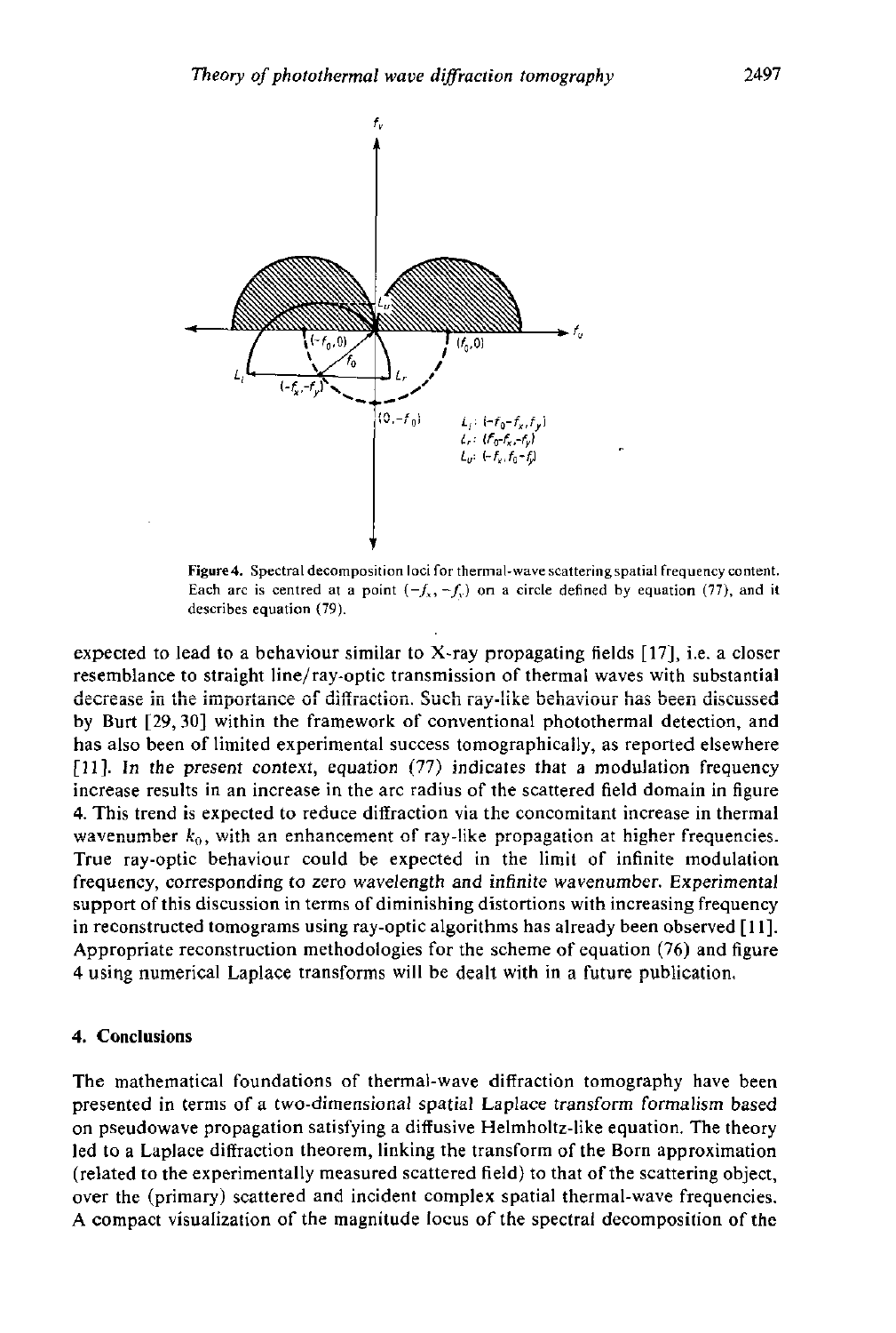**Figure 4.** Spectral decomposition loci for thermal-wave scattering spatial frequency content. Each arc is centred at a point $(-f_x, -f_y)$ on a circle defined by equation (77), and it describes equation (79).

expected to lead to a behaviour similar to X-ray propagating fields [17], i.e. a closer resemblance to straight line/ray-optic transmission of thermal waves with substantial decrease in the importance of diffraction. Such ray-like behaviour has been discussed by Burt [29, 30] within the framework of conventional photothermal detection, and has also been of limited experimental success tomographically, as reported elsewhere [11]. In the present context, equation (77) indicates that a modulation frequency increase results in an increase in the arc radius of the scattered field domain in figure 4. This trend is expected to reduce diffraction via the concomitant increase in thermal wavenumber $k_0$, with an enhancement of ray-like propagation at higher frequencies. True ray-optic behaviour could be expected in the limit of infinite modulation frequency, corresponding to zero wavelength and infinite wavenumber. Experimental support of this discussion in terms of diminishing distortions with increasing frequency in reconstructed tomograms using ray-optic algorithms has already been observed [11]. Appropriate reconstruction methodologies for the scheme of equation (76) and figure 4 using numerical Laplace transforms will be dealt with in a future publication.

## 4. Conclusions

The mathematical foundations of thermal-wave diffraction tomography have been presented in terms of a two-dimensional spatial Laplace transform formalism based on pseudowave propagation satisfying a diffusive Helmholtz-like equation. The theory led to a Laplace diffraction theorem, linking the transform of the Born approximation (related to the experimentally measured scattered field) to that of the scattering object, over the (primary) scattered and incident complex spatial thermal-wave frequencies. A compact visualization of the magnitude locus of the spectral decomposition of the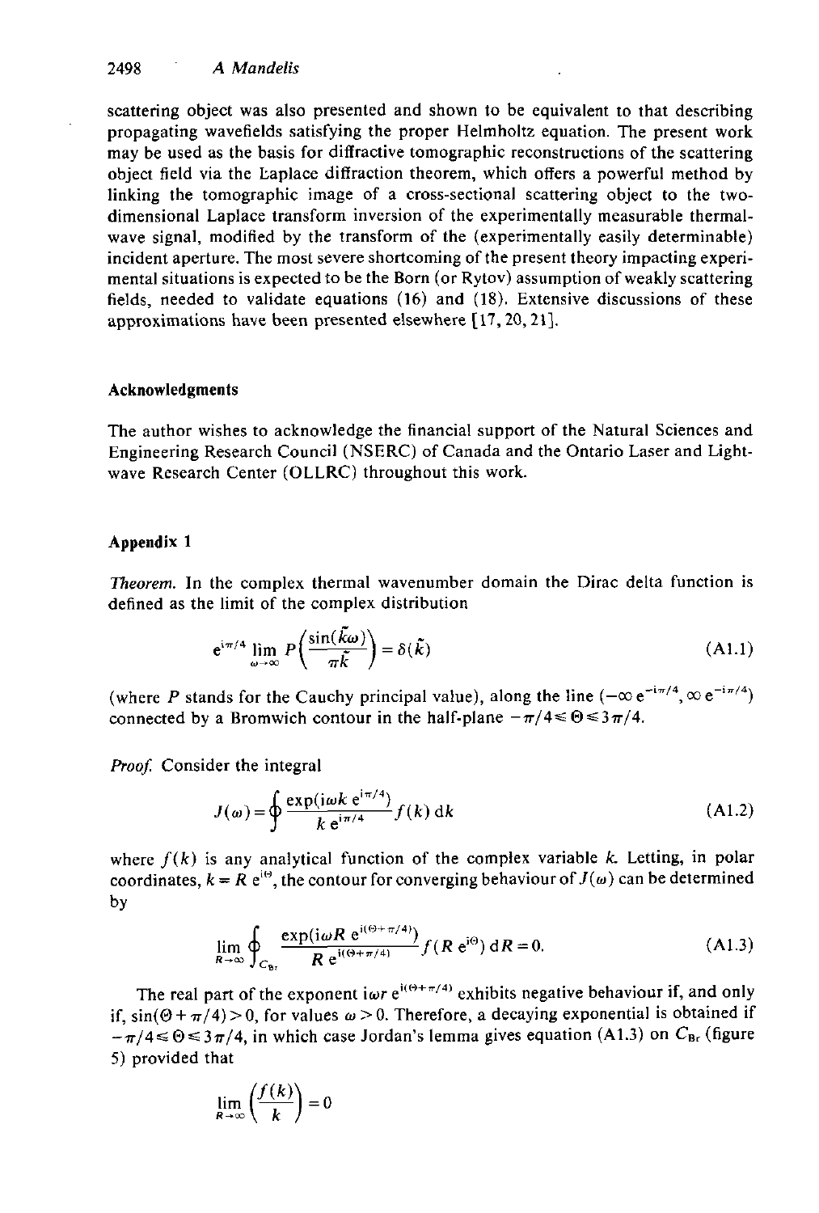scattering object was also presented and shown to be equivalent to that describing propagating wavefields satisfying the proper Helmholtz equation. The present work may be used as the basis for diffractive tomographic reconstructions of the scattering object field via the Laplace diffraction theorem, which offers a powerful method by linking the tomographic image of a cross-sectional scattering object to the two-dimensional Laplace transform inversion of the experimentally measurable thermal-wave signal, modified by the transform of the (experimentally easily determinable) incident aperture. The most severe shortcoming of the present theory impacting experimental situations is expected to be the Born (or Rytov) assumption of weakly scattering fields, needed to validate equations (16) and (18). Extensive discussions of these approximations have been presented elsewhere [17, 20, 21].

### Acknowledgments

The author wishes to acknowledge the financial support of the Natural Sciences and Engineering Research Council (NSERC) of Canada and the Ontario Laser and Lightwave Research Center (OLLRC) throughout this work.

### Appendix 1

*Theorem.* In the complex thermal wavenumber domain the Dirac delta function is defined as the limit of the complex distribution

$$e^{i\pi/4} \lim_{\omega \to \infty} P\left(\frac{\sin(\tilde{k}\omega)}{\pi \tilde{k}}\right) = \delta(\tilde{k}) \tag{A1.1}$$

(where $P$ stands for the Cauchy principal value), along the line $(-\infty\, e^{-i\pi/4}, \infty\, e^{-i\pi/4})$ connected by a Bromwich contour in the half-plane $-\pi/4 \leqslant \Theta \leqslant 3\pi/4$.

*Proof.* Consider the integral

$$J(\omega) = \oint \frac{\exp(i\omega k\, e^{i\pi/4})}{k\, e^{i\pi/4}} f(k)\, dk \tag{A1.2}$$

where $f(k)$ is any analytical function of the complex variable $k$. Letting, in polar coordinates, $k = R\, e^{i\Theta}$, the contour for converging behaviour of $J(\omega)$ can be determined by

$$\lim_{R \to \infty} \oint_{C_{Br}} \frac{\exp(i\omega R\, e^{i(\Theta + \pi/4)})}{R\, e^{i(\Theta + \pi/4)}} f(R\, e^{i\Theta})\, dR = 0. \tag{A1.3}$$

The real part of the exponent $i\omega r\, e^{i(\Theta + \pi/4)}$ exhibits negative behaviour if, and only if, $\sin(\Theta + \pi/4) > 0$, for values $\omega > 0$. Therefore, a decaying exponential is obtained if $-\pi/4 \leqslant \Theta \leqslant 3\pi/4$, in which case Jordan's lemma gives equation (A1.3) on $C_{Br}$ (figure 5) provided that

$$\lim_{R \to \infty} \left(\frac{f(k)}{k}\right) = 0$$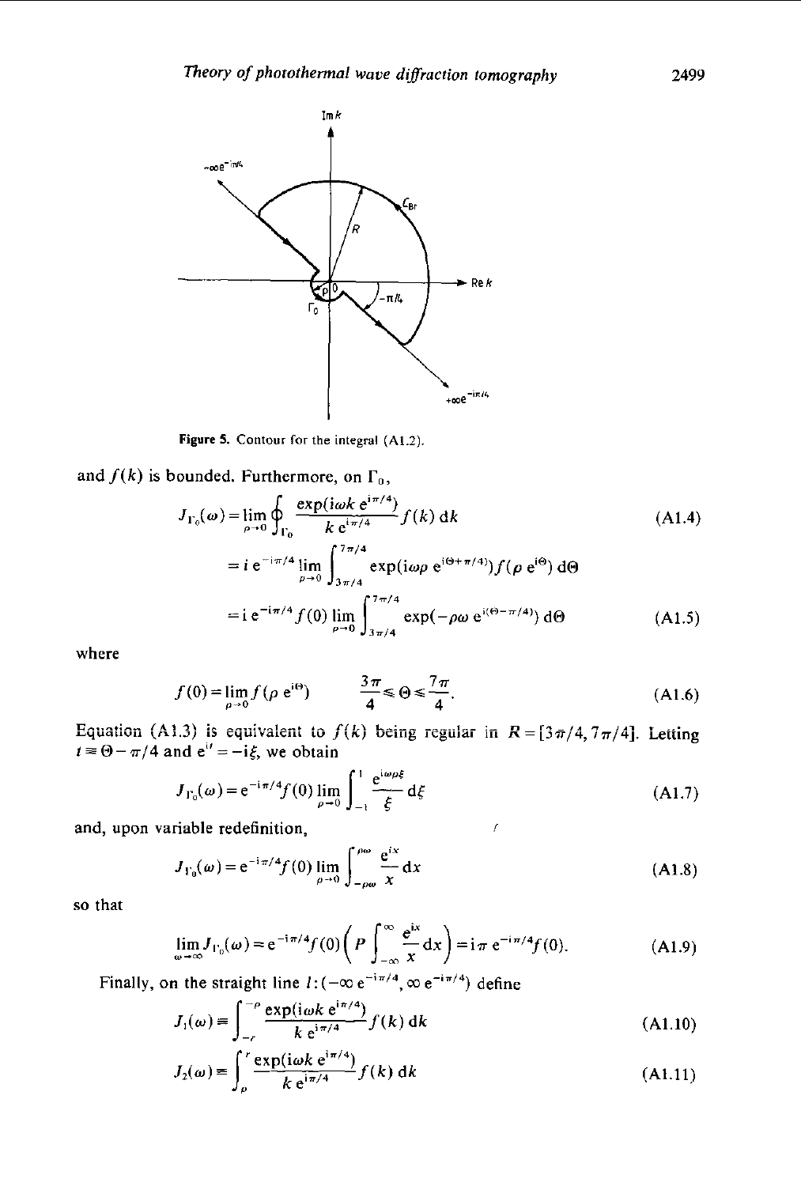Figure 5. Contour for the integral (A1.2).

and $f(k)$ is bounded. Furthermore, on $\Gamma_0$,

$$J_{\Gamma_0}(\omega) = \lim_{\rho \to 0} \oint_{\Gamma_0} \frac{\exp(\mathrm{i}\omega k\, \mathrm{e}^{\mathrm{i}\pi/4})}{k\, \mathrm{e}^{\mathrm{i}\pi/4}} f(k)\, \mathrm{d}k \tag{A1.4}$$

$$= \mathrm{i}\, \mathrm{e}^{-\mathrm{i}\pi/4} \lim_{\rho \to 0} \int_{3\pi/4}^{7\pi/4} \exp(\mathrm{i}\omega\rho\, \mathrm{e}^{\mathrm{i}(\Theta+\pi/4)}) f(\rho\, \mathrm{e}^{\mathrm{i}\Theta})\, \mathrm{d}\Theta$$

$$= \mathrm{i}\, \mathrm{e}^{-\mathrm{i}\pi/4} f(0) \lim_{\rho \to 0} \int_{3\pi/4}^{7\pi/4} \exp(-\rho\omega\, \mathrm{e}^{\mathrm{i}(\Theta-\pi/4)})\, \mathrm{d}\Theta \tag{A1.5}$$

where

$$f(0) = \lim_{\rho \to 0} f(\rho\, \mathrm{e}^{\mathrm{i}\Theta}) \qquad \frac{3\pi}{4} \leqslant \Theta \leqslant \frac{7\pi}{4}. \tag{A1.6}$$

Equation (A1.3) is equivalent to $f(k)$ being regular in $R = [3\pi/4, 7\pi/4]$. Letting $t \equiv \Theta - \pi/4$ and $\mathrm{e}^{\mathrm{i}t} = -\mathrm{i}\xi$, we obtain

$$J_{\Gamma_0}(\omega) = \mathrm{e}^{-\mathrm{i}\pi/4} f(0) \lim_{\rho \to 0} \int_{-1}^{1} \frac{\mathrm{e}^{\mathrm{i}\omega\rho\xi}}{\xi}\, \mathrm{d}\xi \tag{A1.7}$$

and, upon variable redefinition,

$$J_{\Gamma_0}(\omega) = \mathrm{e}^{-\mathrm{i}\pi/4} f(0) \lim_{\rho \to 0} \int_{-\rho\omega}^{\rho\omega} \frac{\mathrm{e}^{\mathrm{i}x}}{x}\, \mathrm{d}x \tag{A1.8}$$

so that

$$\lim_{\omega \to \infty} J_{\Gamma_0}(\omega) = \mathrm{e}^{-\mathrm{i}\pi/4} f(0) \left( P \int_{-\infty}^{\infty} \frac{\mathrm{e}^{\mathrm{i}x}}{x}\, \mathrm{d}x \right) = \mathrm{i}\pi\, \mathrm{e}^{-\mathrm{i}\pi/4} f(0). \tag{A1.9}$$

Finally, on the straight line $l: (-\infty\, \mathrm{e}^{-\mathrm{i}\pi/4}, \infty\, \mathrm{e}^{-\mathrm{i}\pi/4})$ define

$$J_1(\omega) \equiv \int_{-r}^{-\rho} \frac{\exp(\mathrm{i}\omega k\, \mathrm{e}^{\mathrm{i}\pi/4})}{k\, \mathrm{e}^{\mathrm{i}\pi/4}} f(k)\, \mathrm{d}k \tag{A1.10}$$

$$J_2(\omega) \equiv \int_{\rho}^{r} \frac{\exp(\mathrm{i}\omega k\, \mathrm{e}^{\mathrm{i}\pi/4})}{k\, \mathrm{e}^{\mathrm{i}\pi/4}} f(k)\, \mathrm{d}k \tag{A1.11}$$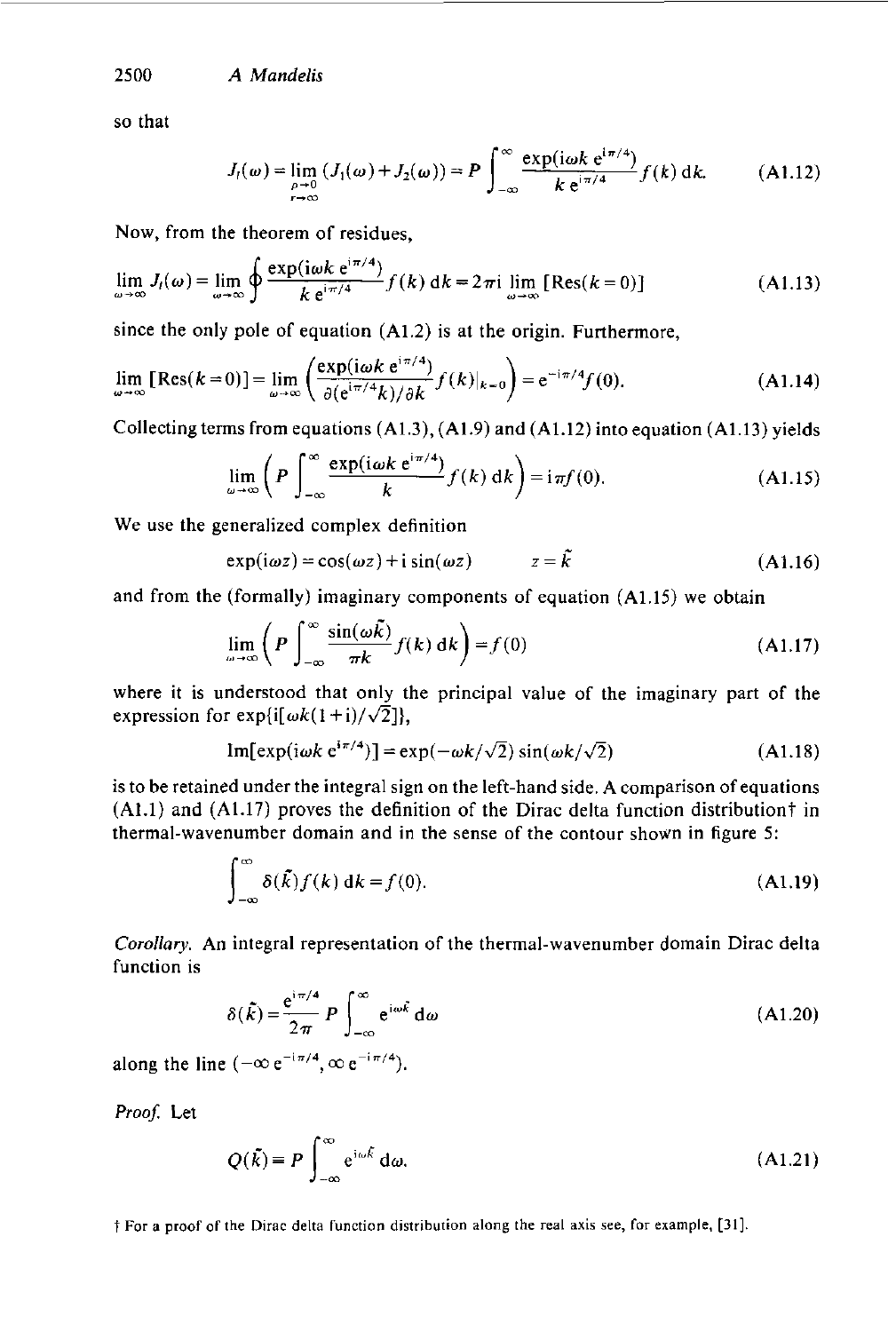so that

$$J_t(\omega) = \lim_{\substack{\rho \to 0 \\ r \to \infty}} (J_1(\omega) + J_2(\omega)) = P \int_{-\infty}^{\infty} \frac{\exp(\mathrm{i}\omega k\, \mathrm{e}^{\mathrm{i}\pi/4})}{k\, \mathrm{e}^{\mathrm{i}\pi/4}} f(k)\, \mathrm{d}k. \tag{A1.12}$$

Now, from the theorem of residues,

$$\lim_{\omega \to \infty} J_t(\omega) = \lim_{\omega \to \infty} \oint \frac{\exp(\mathrm{i}\omega k\, \mathrm{e}^{\mathrm{i}\pi/4})}{k\, \mathrm{e}^{\mathrm{i}\pi/4}} f(k)\, \mathrm{d}k = 2\pi \mathrm{i} \lim_{\omega \to \infty} [\mathrm{Res}(k=0)] \tag{A1.13}$$

since the only pole of equation (A1.2) is at the origin. Furthermore,

$$\lim_{\omega \to \infty} [\mathrm{Res}(k=0)] = \lim_{\omega \to \infty} \left( \frac{\exp(\mathrm{i}\omega k\, \mathrm{e}^{\mathrm{i}\pi/4})}{\partial(\mathrm{e}^{\mathrm{i}\pi/4} k)/\partial k} f(k)|_{k=0} \right) = \mathrm{e}^{-\mathrm{i}\pi/4} f(0). \tag{A1.14}$$

Collecting terms from equations (A1.3), (A1.9) and (A1.12) into equation (A1.13) yields

$$\lim_{\omega \to \infty} \left( P \int_{-\infty}^{\infty} \frac{\exp(\mathrm{i}\omega k\, \mathrm{e}^{\mathrm{i}\pi/4})}{k} f(k)\, \mathrm{d}k \right) = \mathrm{i}\pi f(0). \tag{A1.15}$$

We use the generalized complex definition

$$\exp(\mathrm{i}\omega z) = \cos(\omega z) + \mathrm{i} \sin(\omega z) \qquad z = \tilde{k} \tag{A1.16}$$

and from the (formally) imaginary components of equation (A1.15) we obtain

$$\lim_{\omega \to \infty} \left( P \int_{-\infty}^{\infty} \frac{\sin(\omega \tilde{k})}{\pi k} f(k)\, \mathrm{d}k \right) = f(0) \tag{A1.17}$$

where it is understood that only the principal value of the imaginary part of the expression for $\exp\{\mathrm{i}[\omega k(1+\mathrm{i})/\sqrt{2}]\}$,

$$\mathrm{Im}[\exp(\mathrm{i}\omega k\, \mathrm{e}^{\mathrm{i}\pi/4})] = \exp(-\omega k/\sqrt{2}) \sin(\omega k/\sqrt{2}) \tag{A1.18}$$

is to be retained under the integral sign on the left-hand side. A comparison of equations (A1.1) and (A1.17) proves the definition of the Dirac delta function distribution† in thermal-wavenumber domain and in the sense of the contour shown in figure 5:

$$\int_{-\infty}^{\infty} \delta(\tilde{k}) f(k)\, \mathrm{d}k = f(0). \tag{A1.19}$$

*Corollary.* An integral representation of the thermal-wavenumber domain Dirac delta function is

$$\delta(\tilde{k}) = \frac{\mathrm{e}^{\mathrm{i}\pi/4}}{2\pi} P \int_{-\infty}^{\infty} \mathrm{e}^{\mathrm{i}\omega \tilde{k}}\, \mathrm{d}\omega \tag{A1.20}$$

along the line $(-\infty\, \mathrm{e}^{-\mathrm{i}\pi/4}, \infty\, \mathrm{e}^{-\mathrm{i}\pi/4})$.

*Proof.* Let

$$Q(\tilde{k}) = P \int_{-\infty}^{\infty} \mathrm{e}^{\mathrm{i}\omega \tilde{k}}\, \mathrm{d}\omega. \tag{A1.21}$$

† For a proof of the Dirac delta function distribution along the real axis see, for example, [31].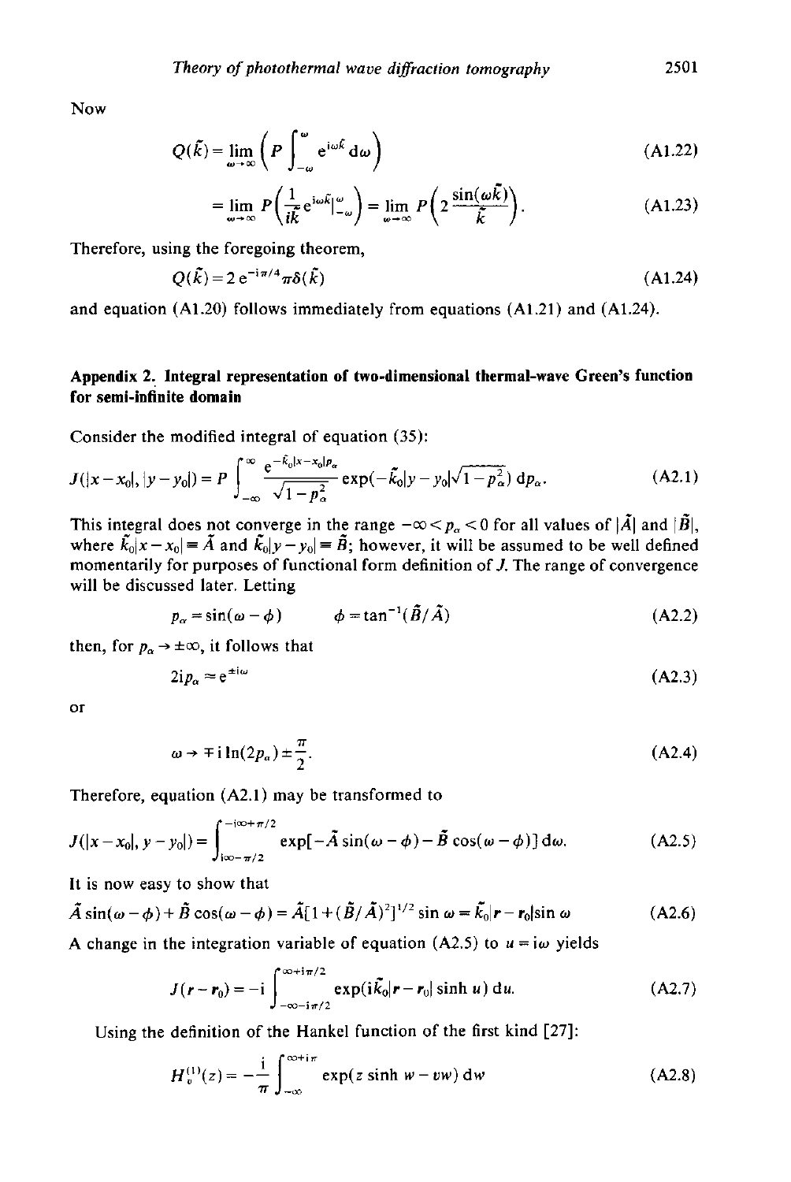Now

$$Q(\tilde{k}) = \lim_{\omega \to \infty} \left( P \int_{-\omega}^{\omega} e^{i\omega \tilde{k}} \, d\omega \right) \tag{A1.22}$$

$$= \lim_{\omega \to \infty} P\left( \frac{1}{i\tilde{k}} e^{i\omega \tilde{k}} \Big|_{-\omega}^{\omega} \right) = \lim_{\omega \to \infty} P\left( 2 \frac{\sin(\omega \tilde{k})}{\tilde{k}} \right). \tag{A1.23}$$

Therefore, using the foregoing theorem,

$$Q(\tilde{k}) = 2 \, e^{-i\pi/4} \pi \delta(\tilde{k}) \tag{A1.24}$$

and equation (A1.20) follows immediately from equations (A1.21) and (A1.24).

## Appendix 2. Integral representation of two-dimensional thermal-wave Green's function for semi-infinite domain

Consider the modified integral of equation (35):

$$J(|x - x_0|, |y - y_0|) = P \int_{-\infty}^{\infty} \frac{e^{-\tilde{k}_0 |x - x_0| p_\alpha}}{\sqrt{1 - p_\alpha^2}} \exp(-\tilde{k}_0 |y - y_0| \sqrt{1 - p_\alpha^2}) \, dp_\alpha. \tag{A2.1}$$

This integral does not converge in the range $-\infty < p_\alpha < 0$ for all values of $|\tilde{A}|$ and $|\tilde{B}|$, where $\tilde{k}_0 |x - x_0| \equiv \tilde{A}$ and $\tilde{k}_0 |y - y_0| \equiv \tilde{B}$; however, it will be assumed to be well defined momentarily for purposes of functional form definition of $J$. The range of convergence will be discussed later. Letting

$$p_\alpha = \sin(\omega - \phi) \qquad \phi = \tan^{-1}(\tilde{B}/\tilde{A}) \tag{A2.2}$$

then, for $p_\alpha \to \pm\infty$, it follows that

$$2 i p_\alpha \approx e^{\pm i\omega} \tag{A2.3}$$

or

$$\omega \to \mp i \ln(2 p_\alpha) \pm \frac{\pi}{2}. \tag{A2.4}$$

Therefore, equation (A2.1) may be transformed to

$$J(|x - x_0|, y - y_0|) = \int_{i\infty - \pi/2}^{-i\infty + \pi/2} \exp[-\tilde{A} \sin(\omega - \phi) - \tilde{B} \cos(\omega - \phi)] \, d\omega. \tag{A2.5}$$

It is now easy to show that

$$\tilde{A} \sin(\omega - \phi) + \tilde{B} \cos(\omega - \phi) = \tilde{A}[1 + (\tilde{B}/\tilde{A})^2]^{1/2} \sin \omega = \tilde{k}_0 |\mathbf{r} - \mathbf{r}_0| \sin \omega \tag{A2.6}$$

A change in the integration variable of equation (A2.5) to $u = i\omega$ yields

$$J(\mathbf{r} - \mathbf{r}_0) = -i \int_{-\infty - i\pi/2}^{\infty + i\pi/2} \exp(i \tilde{k}_0 |\mathbf{r} - \mathbf{r}_0| \sinh u) \, du. \tag{A2.7}$$

Using the definition of the Hankel function of the first kind [27]:

$$H_v^{(1)}(z) = -\frac{i}{\pi} \int_{-\infty}^{\infty + i\pi} \exp(z \sinh w - v w) \, dw \tag{A2.8}$$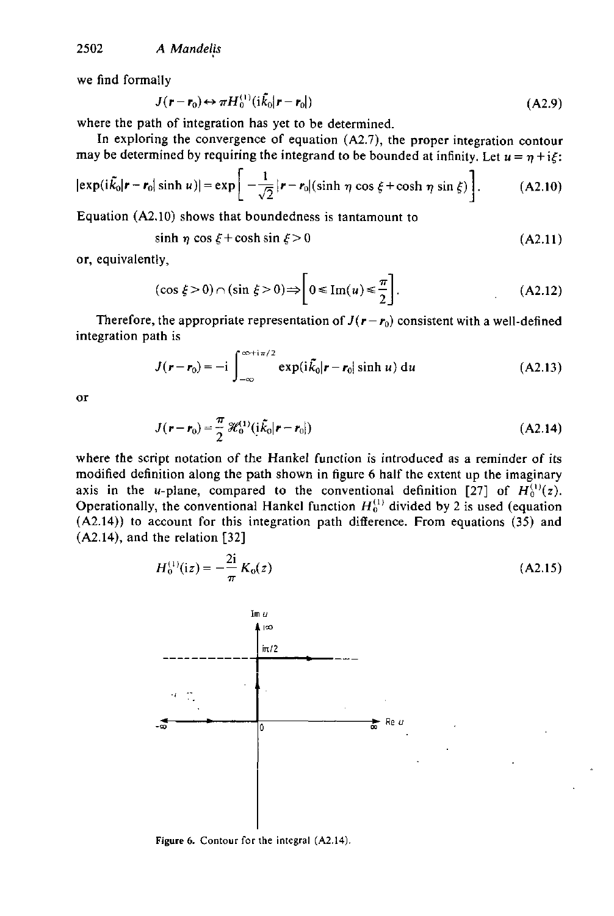we find formally

$$J(\boldsymbol{r}-\boldsymbol{r}_0) \leftrightarrow \pi H_0^{(1)}(\mathrm{i}\tilde{k}_0|\boldsymbol{r}-\boldsymbol{r}_0|) \tag{A2.9}$$

where the path of integration has yet to be determined.

In exploring the convergence of equation (A2.7), the proper integration contour may be determined by requiring the integrand to be bounded at infinity. Let $u = \eta + \mathrm{i}\xi$:

$$|\exp(\mathrm{i}\tilde{k}_0|\boldsymbol{r}-\boldsymbol{r}_0|\sinh u)| = \exp\left[-\frac{1}{\sqrt{2}}|\boldsymbol{r}-\boldsymbol{r}_0|(\sinh\eta\cos\xi + \cosh\eta\sin\xi)\right]. \tag{A2.10}$$

Equation (A2.10) shows that boundedness is tantamount to

$$\sinh\eta\cos\xi + \cosh\sin\xi > 0 \tag{A2.11}$$

or, equivalently,

$$(\cos\xi > 0) \cap (\sin\xi > 0) \Rightarrow \left[0 \leqslant \mathrm{Im}(u) \leqslant \frac{\pi}{2}\right]. \tag{A2.12}$$

Therefore, the appropriate representation of $J(\boldsymbol{r}-\boldsymbol{r}_0)$ consistent with a well-defined integration path is

$$J(\boldsymbol{r}-\boldsymbol{r}_0) = -\mathrm{i}\int_{-\infty}^{\infty+\mathrm{i}\pi/2} \exp(\mathrm{i}\tilde{k}_0|\boldsymbol{r}-\boldsymbol{r}_0|\sinh u)\,\mathrm{d}u \tag{A2.13}$$

or

$$J(\boldsymbol{r}-\boldsymbol{r}_0) = \frac{\pi}{2}\mathscr{H}_0^{(1)}(\mathrm{i}\tilde{k}_0|\boldsymbol{r}-\boldsymbol{r}_0|) \tag{A2.14}$$

where the script notation of the Hankel function is introduced as a reminder of its modified definition along the path shown in figure 6 half the extent up the imaginary axis in the $u$-plane, compared to the conventional definition [27] of $H_0^{(1)}(z)$. Operationally, the conventional Hankel function $H_0^{(1)}$ divided by 2 is used (equation (A2.14)) to account for this integration path difference. From equations (35) and (A2.14), and the relation [32]

$$H_0^{(1)}(\mathrm{i}z) = -\frac{2\mathrm{i}}{\pi}K_0(z) \tag{A2.15}$$

Figure 6. Contour for the integral (A2.14).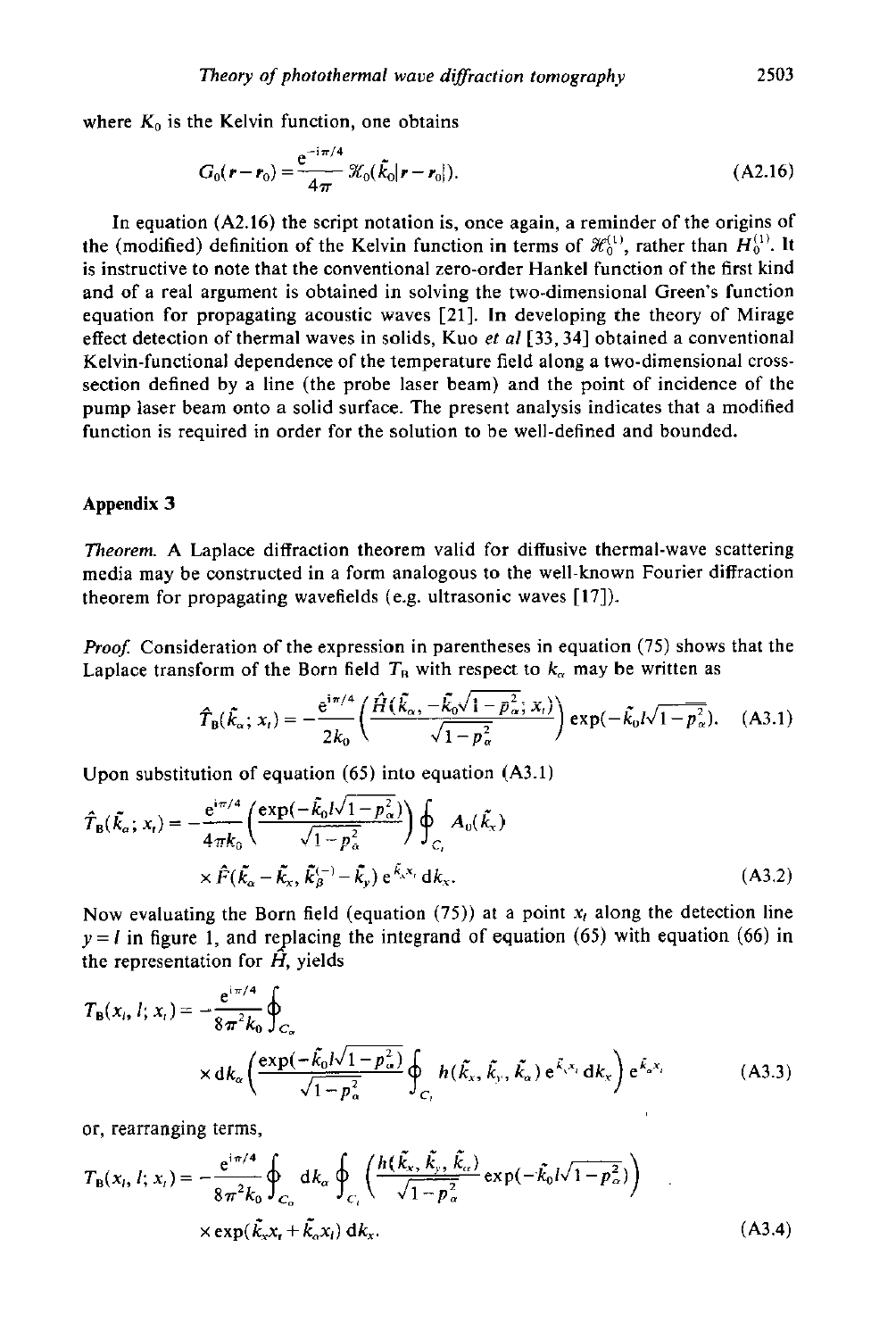where $K_0$ is the Kelvin function, one obtains

$$G_0(\boldsymbol{r}-\boldsymbol{r}_0)=\frac{\mathrm{e}^{-\mathrm{i}\pi/4}}{4\pi}\,\mathscr{K}_0(\tilde{k}_0|\boldsymbol{r}-\boldsymbol{r}_0|). \tag{A2.16}$$

In equation (A2.16) the script notation is, once again, a reminder of the origins of the (modified) definition of the Kelvin function in terms of $\mathscr{H}_0^{(1)}$, rather than $H_0^{(1)}$. It is instructive to note that the conventional zero-order Hankel function of the first kind and of a real argument is obtained in solving the two-dimensional Green's function equation for propagating acoustic waves [21]. In developing the theory of Mirage effect detection of thermal waves in solids, Kuo *et al* [33, 34] obtained a conventional Kelvin-functional dependence of the temperature field along a two-dimensional cross-section defined by a line (the probe laser beam) and the point of incidence of the pump laser beam onto a solid surface. The present analysis indicates that a modified function is required in order for the solution to be well-defined and bounded.

## Appendix 3

*Theorem.* A Laplace diffraction theorem valid for diffusive thermal-wave scattering media may be constructed in a form analogous to the well-known Fourier diffraction theorem for propagating wavefields (e.g. ultrasonic waves [17]).

*Proof.* Consideration of the expression in parentheses in equation (75) shows that the Laplace transform of the Born field $T_\mathrm{B}$ with respect to $k_\alpha$ may be written as

$$\hat{T}_\mathrm{B}(\tilde{k}_\alpha;x_t)=-\frac{\mathrm{e}^{\mathrm{i}\pi/4}}{2k_0}\left(\frac{\hat{H}(\tilde{k}_\alpha,-\tilde{k}_0\sqrt{1-p_\alpha^2};x_t)}{\sqrt{1-p_\alpha^2}}\right)\exp(-\tilde{k}_0 l\sqrt{1-p_\alpha^2}). \tag{A3.1}$$

Upon substitution of equation (65) into equation (A3.1)

$$\hat{T}_\mathrm{B}(\tilde{k}_\alpha;x_t)=-\frac{\mathrm{e}^{\mathrm{i}\pi/4}}{4\pi k_0}\left(\frac{\exp(-\tilde{k}_0 l\sqrt{1-p_\alpha^2})}{\sqrt{1-p_\alpha^2}}\right)\oint_{C_t}A_0(\tilde{k}_x)\times\hat{F}(\tilde{k}_\alpha-\tilde{k}_x,\tilde{k}_\beta^{(-)}-\tilde{k}_y)\,\mathrm{e}^{\tilde{k}_x x_t}\,\mathrm{d}k_x. \tag{A3.2}$$

Now evaluating the Born field (equation (75)) at a point $x_l$ along the detection line $y=l$ in figure 1, and replacing the integrand of equation (65) with equation (66) in the representation for $\hat{H}$, yields

$$T_\mathrm{B}(x_l,l;x_t)=-\frac{\mathrm{e}^{\mathrm{i}\pi/4}}{8\pi^2 k_0}\oint_{C_\alpha}\mathrm{d}k_\alpha\left(\frac{\exp(-\tilde{k}_0 l\sqrt{1-p_\alpha^2})}{\sqrt{1-p_\alpha^2}}\oint_{C_t}h(\tilde{k}_x,\tilde{k}_y,\tilde{k}_\alpha)\,\mathrm{e}^{\tilde{k}_x x_t}\,\mathrm{d}k_x\right)\mathrm{e}^{\tilde{k}_\alpha x_l} \tag{A3.3}$$

or, rearranging terms,

$$T_\mathrm{B}(x_l,l;x_t)=-\frac{\mathrm{e}^{\mathrm{i}\pi/4}}{8\pi^2 k_0}\oint_{C_\alpha}\mathrm{d}k_\alpha\oint_{C_t}\left(\frac{h(\tilde{k}_x,\tilde{k}_y,\tilde{k}_\alpha)}{\sqrt{1-p_\alpha^2}}\exp(-\tilde{k}_0 l\sqrt{1-p_\alpha^2})\right)\times\exp(\tilde{k}_x x_t+\tilde{k}_\alpha x_l)\,\mathrm{d}k_x. \tag{A3.4}$$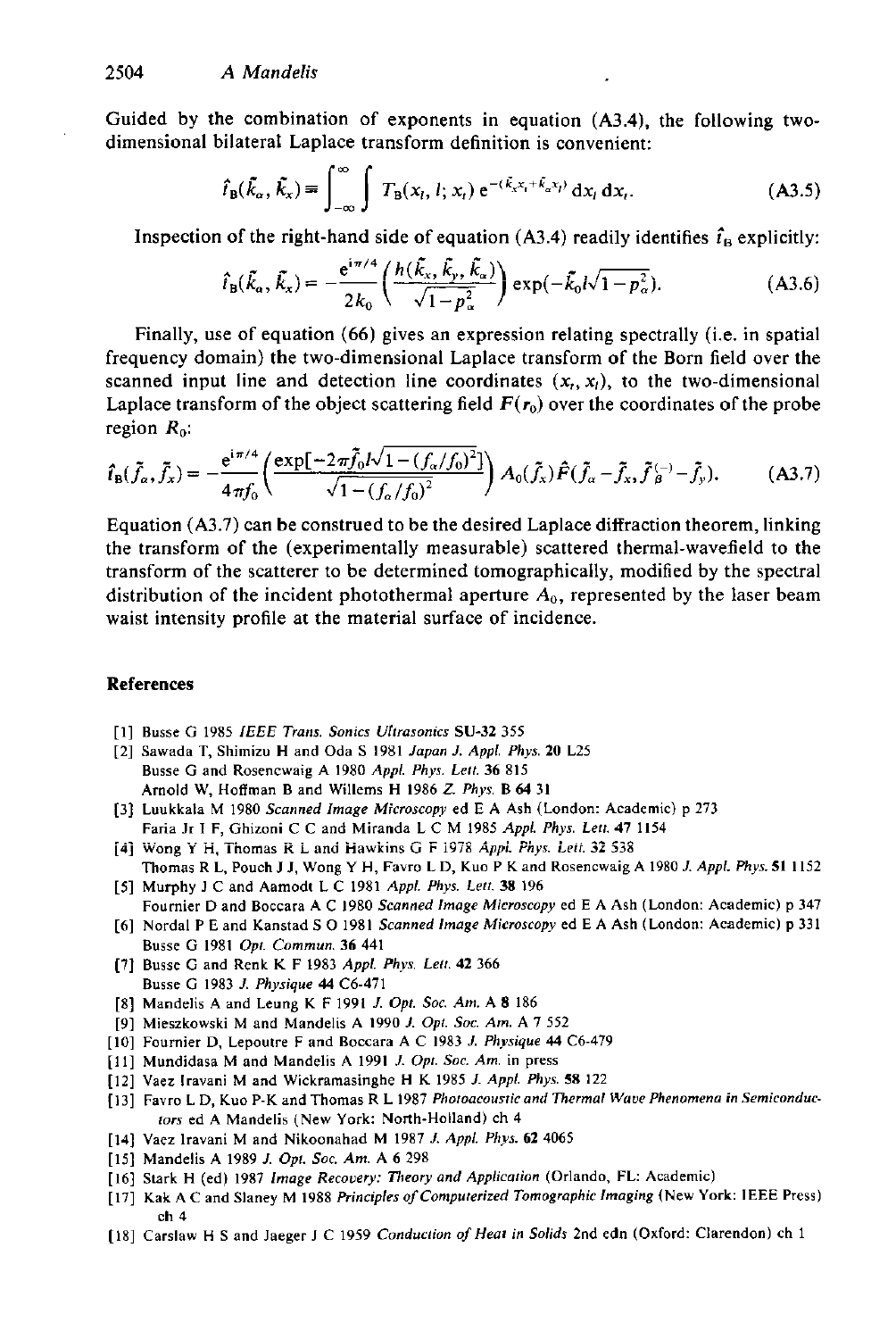Guided by the combination of exponents in equation (A3.4), the following two-dimensional bilateral Laplace transform definition is convenient:

$$\hat{t}_B(\tilde{k}_\alpha, \tilde{k}_x) \equiv \int_{-\infty}^{\infty} \int T_B(x_l, l; x_t)\, e^{-(\tilde{k}_x x_t + \tilde{k}_\alpha x_l)}\, dx_l\, dx_t. \tag{A3.5}$$

Inspection of the right-hand side of equation (A3.4) readily identifies $\hat{t}_B$ explicitly:

$$\hat{t}_B(\tilde{k}_\alpha, \tilde{k}_x) = -\frac{e^{i\pi/4}}{2k_0}\left(\frac{h(\tilde{k}_x, \tilde{k}_y, \tilde{k}_\alpha)}{\sqrt{1-p_\alpha^2}}\right)\exp(-\tilde{k}_0 l\sqrt{1-p_\alpha^2}). \tag{A3.6}$$

Finally, use of equation (66) gives an expression relating spectrally (i.e. in spatial frequency domain) the two-dimensional Laplace transform of the Born field over the scanned input line and detection line coordinates $(x_t, x_l)$, to the two-dimensional Laplace transform of the object scattering field $F(r_0)$ over the coordinates of the probe region $R_0$:

$$\hat{t}_B(\tilde{f}_\alpha, \tilde{f}_x) = -\frac{e^{i\pi/4}}{4\pi f_0}\left(\frac{\exp[-2\pi\tilde{f}_0 l\sqrt{1-(f_\alpha/f_0)^2}]}{\sqrt{1-(f_\alpha/f_0)^2}}\right)A_0(\tilde{f}_x)\hat{F}(\tilde{f}_\alpha - \tilde{f}_x, \tilde{f}_\beta^{(-)} - \tilde{f}_y). \tag{A3.7}$$

Equation (A3.7) can be construed to be the desired Laplace diffraction theorem, linking the transform of the (experimentally measurable) scattered thermal-wavefield to the transform of the scatterer to be determined tomographically, modified by the spectral distribution of the incident photothermal aperture $A_0$, represented by the laser beam waist intensity profile at the material surface of incidence.

## References

[1] Busse G 1985 *IEEE Trans. Sonics Ultrasonics* **SU-32** 355

[2] Sawada T, Shimizu H and Oda S 1981 *Japan J. Appl. Phys.* **20** L25
Busse G and Rosencwaig A 1980 *Appl. Phys. Lett.* **36** 815
Arnold W, Hoffman B and Willems H 1986 *Z. Phys.* B **64** 31

[3] Luukkala M 1980 *Scanned Image Microscopy* ed E A Ash (London: Academic) p 273
Faria Jr I F, Ghizoni C C and Miranda L C M 1985 *Appl. Phys. Lett.* **47** 1154

[4] Wong Y H, Thomas R L and Hawkins G F 1978 *Appl. Phys. Lett.* **32** 538
Thomas R L, Pouch J J, Wong Y H, Favro L D, Kuo P K and Rosencwaig A 1980 *J. Appl. Phys.* **51** 1152

[5] Murphy J C and Aamodt L C 1981 *Appl. Phys. Lett.* **38** 196
Fournier D and Boccara A C 1980 *Scanned Image Microscopy* ed E A Ash (London: Academic) p 347

[6] Nordal P E and Kanstad S O 1981 *Scanned Image Microscopy* ed E A Ash (London: Academic) p 331
Busse G 1981 *Opt. Commun.* **36** 441

[7] Busse G and Renk K F 1983 *Appl. Phys. Lett.* **42** 366
Busse G 1983 *J. Physique* **44** C6-471

[8] Mandelis A and Leung K F 1991 *J. Opt. Soc. Am.* A **8** 186

[9] Mieszkowski M and Mandelis A 1990 *J. Opt. Soc. Am.* A **7** 552

[10] Fournier D, Lepoutre F and Boccara A C 1983 *J. Physique* **44** C6-479

[11] Mundidasa M and Mandelis A 1991 *J. Opt. Soc. Am.* in press

[12] Vaez Iravani M and Wickramasinghe H K 1985 *J. Appl. Phys.* **58** 122

[13] Favro L D, Kuo P-K and Thomas R L 1987 *Photoacoustic and Thermal Wave Phenomena in Semiconductors* ed A Mandelis (New York: North-Holland) ch 4

[14] Vaez Iravani M and Nikoonahad M 1987 *J. Appl. Phys.* **62** 4065

[15] Mandelis A 1989 *J. Opt. Soc. Am.* A **6** 298

[16] Stark H (ed) 1987 *Image Recovery: Theory and Application* (Orlando, FL: Academic)

[17] Kak A C and Slaney M 1988 *Principles of Computerized Tomographic Imaging* (New York: IEEE Press) ch 4

[18] Carslaw H S and Jaeger J C 1959 *Conduction of Heat in Solids* 2nd edn (Oxford: Clarendon) ch 1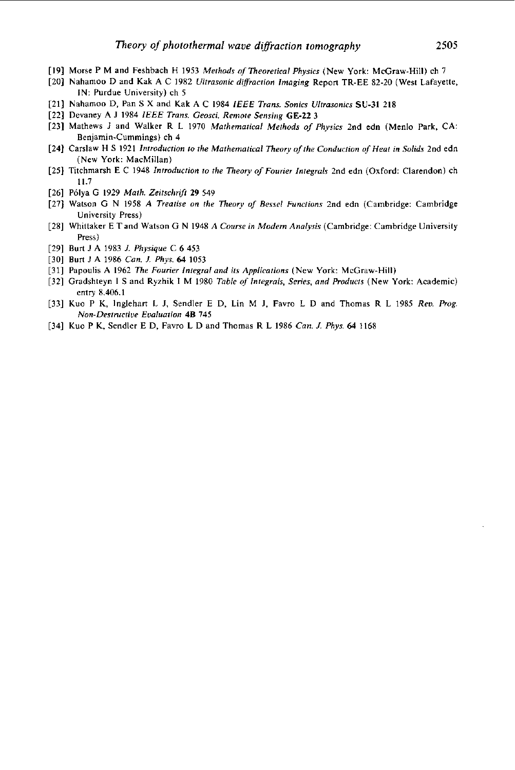[19] Morse P M and Feshbach H 1953 *Methods of Theoretical Physics* (New York: McGraw-Hill) ch 7

[20] Nahamoo D and Kak A C 1982 *Ultrasonic diffraction Imaging* Report TR-EE 82-20 (West Lafayette, IN: Purdue University) ch 5

[21] Nahamoo D, Pan S X and Kak A C 1984 *IEEE Trans. Sonics Ultrasonics* **SU-31** 218

[22] Devaney A J 1984 *IEEE Trans. Geosci. Remote Sensing* **GE-22** 3

[23] Mathews J and Walker R L 1970 *Mathematical Methods of Physics* 2nd edn (Menlo Park, CA: Benjamin-Cummings) ch 4

[24] Carslaw H S 1921 *Introduction to the Mathematical Theory of the Conduction of Heat in Solids* 2nd edn (New York: MacMillan)

[25] Titchmarsh E C 1948 *Introduction to the Theory of Fourier Integrals* 2nd edn (Oxford: Clarendon) ch 11.7

[26] Pólya G 1929 *Math. Zeitschrift* **29** 549

[27] Watson G N 1958 *A Treatise on the Theory of Bessel Functions* 2nd edn (Cambridge: Cambridge University Press)

[28] Whittaker E T and Watson G N 1948 *A Course in Modern Analysis* (Cambridge: Cambridge University Press)

[29] Burt J A 1983 *J. Physique* C 6 453

[30] Burt J A 1986 *Can. J. Phys.* **64** 1053

[31] Papoulis A 1962 *The Fourier Integral and its Applications* (New York: McGraw-Hill)

[32] Gradshteyn I S and Ryzhik I M 1980 *Table of Integrals, Series, and Products* (New York: Academic) entry 8.406.1

[33] Kuo P K, Inglehart L J, Sendler E D, Lin M J, Favro L D and Thomas R L 1985 *Rev. Prog. Non-Destructive Evaluation* **4B** 745

[34] Kuo P K, Sendler E D, Favro L D and Thomas R L 1986 *Can. J. Phys.* **64** 1168